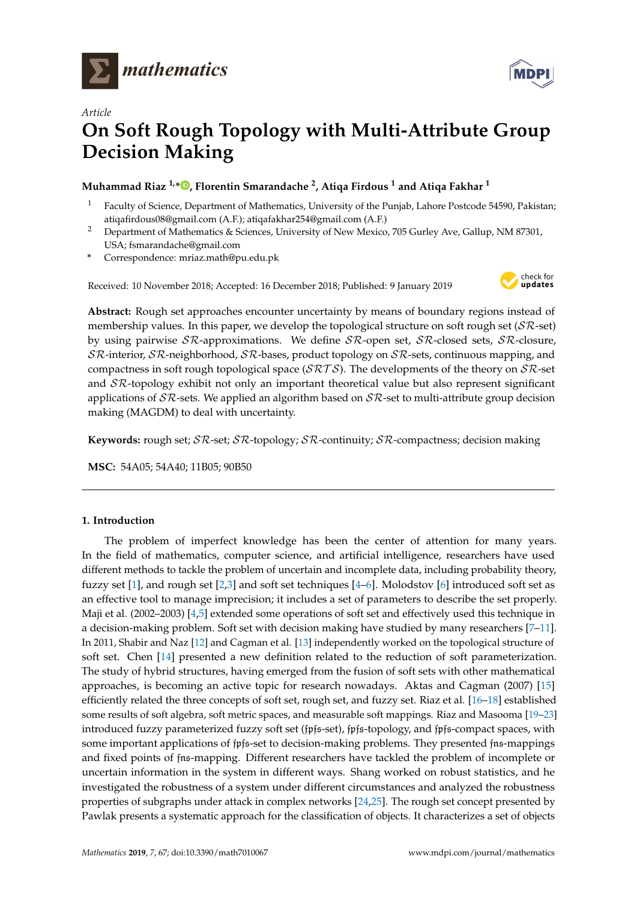*Article*

# On Soft Rough Topology with Multi-Attribute Group Decision Making

**Muhammad Riaz [1,*], Florentin Smarandache [2], Atiqa Firdous [1] and Atiqa Fakhar [1]**

[1] Faculty of Science, Department of Mathematics, University of the Punjab, Lahore Postcode 54590, Pakistan; atiqafirdous08@gmail.com (A.F.); atiqafakhar254@gmail.com (A.F.)

[2] Department of Mathematics & Sciences, University of New Mexico, 705 Gurley Ave, Gallup, NM 87301, USA; fsmarandache@gmail.com

\* Correspondence: mriaz.math@pu.edu.pk

Received: 10 November 2018; Accepted: 16 December 2018; Published: 9 January 2019

**Abstract:** Rough set approaches encounter uncertainty by means of boundary regions instead of membership values. In this paper, we develop the topological structure on soft rough set ($\mathcal{SR}$-set) by using pairwise $\mathcal{SR}$-approximations. We define $\mathcal{SR}$-open set, $\mathcal{SR}$-closed sets, $\mathcal{SR}$-closure, $\mathcal{SR}$-interior, $\mathcal{SR}$-neighborhood, $\mathcal{SR}$-bases, product topology on $\mathcal{SR}$-sets, continuous mapping, and compactness in soft rough topological space ($\mathcal{SRTS}$). The developments of the theory on $\mathcal{SR}$-set and $\mathcal{SR}$-topology exhibit not only an important theoretical value but also represent significant applications of $\mathcal{SR}$-sets. We applied an algorithm based on $\mathcal{SR}$-set to multi-attribute group decision making (MAGDM) to deal with uncertainty.

**Keywords:** rough set; $\mathcal{SR}$-set; $\mathcal{SR}$-topology; $\mathcal{SR}$-continuity; $\mathcal{SR}$-compactness; decision making

**MSC:** 54A05; 54A40; 11B05; 90B50

## 1. Introduction

The problem of imperfect knowledge has been the center of attention for many years. In the field of mathematics, computer science, and artificial intelligence, researchers have used different methods to tackle the problem of uncertain and incomplete data, including probability theory, fuzzy set [1], and rough set [2,3] and soft set techniques [4–6]. Molodstov [6] introduced soft set as an effective tool to manage imprecision; it includes a set of parameters to describe the set properly. Maji et al. (2002–2003) [4,5] extended some operations of soft set and effectively used this technique in a decision-making problem. Soft set with decision making have studied by many researchers [7–11]. In 2011, Shabir and Naz [12] and Cagman et al. [13] independently worked on the topological structure of soft set. Chen [14] presented a new definition related to the reduction of soft parameterization. The study of hybrid structures, having emerged from the fusion of soft sets with other mathematical approaches, is becoming an active topic for research nowadays. Aktas and Cagman (2007) [15] efficiently related the three concepts of soft set, rough set, and fuzzy set. Riaz et al. [16–18] established some results of soft algebra, soft metric spaces, and measurable soft mappings. Riaz and Masooma [19–23] introduced fuzzy parameterized fuzzy soft set ($\mathfrak{fpfs}$-set), $\mathfrak{fpfs}$-topology, and $\mathfrak{fpfs}$-compact spaces, with some important applications of $\mathfrak{fpfs}$-set to decision-making problems. They presented $\mathfrak{fns}$-mappings and fixed points of $\mathfrak{fns}$-mapping. Different researchers have tackled the problem of incomplete or uncertain information in the system in different ways. Shang worked on robust statistics, and he investigated the robustness of a system under different circumstances and analyzed the robustness properties of subgraphs under attack in complex networks [24,25]. The rough set concept presented by Pawlak presents a systematic approach for the classification of objects. It characterizes a set of objects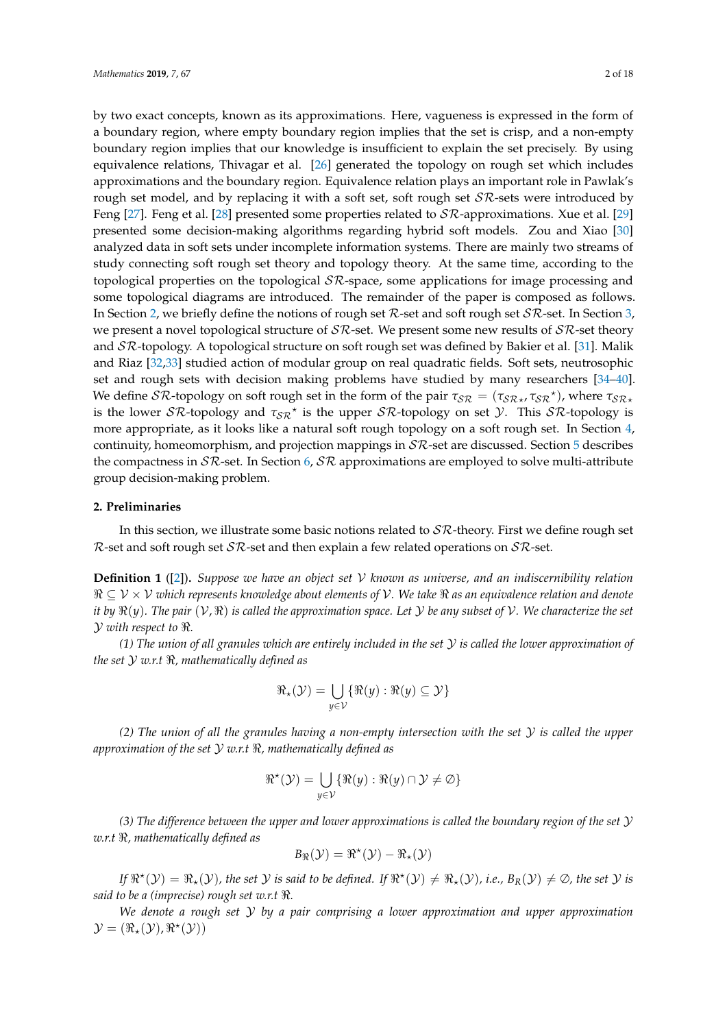by two exact concepts, known as its approximations. Here, vagueness is expressed in the form of a boundary region, where empty boundary region implies that the set is crisp, and a non-empty boundary region implies that our knowledge is insufficient to explain the set precisely. By using equivalence relations, Thivagar et al. [26] generated the topology on rough set which includes approximations and the boundary region. Equivalence relation plays an important role in Pawlak's rough set model, and by replacing it with a soft set, soft rough set $\mathcal{SR}$-sets were introduced by Feng [27]. Feng et al. [28] presented some properties related to $\mathcal{SR}$-approximations. Xue et al. [29] presented some decision-making algorithms regarding hybrid soft models. Zou and Xiao [30] analyzed data in soft sets under incomplete information systems. There are mainly two streams of study connecting soft rough set theory and topology theory. At the same time, according to the topological properties on the topological $\mathcal{SR}$-space, some applications for image processing and some topological diagrams are introduced. The remainder of the paper is composed as follows. In Section 2, we briefly define the notions of rough set $\mathcal{R}$-set and soft rough set $\mathcal{SR}$-set. In Section 3, we present a novel topological structure of $\mathcal{SR}$-set. We present some new results of $\mathcal{SR}$-set theory and $\mathcal{SR}$-topology. A topological structure on soft rough set was defined by Bakier et al. [31]. Malik and Riaz [32,33] studied action of modular group on real quadratic fields. Soft sets, neutrosophic set and rough sets with decision making problems have studied by many researchers [34–40]. We define $\mathcal{SR}$-topology on soft rough set in the form of the pair $\tau_{\mathcal{SR}} = (\tau_{\mathcal{SR}\star}, \tau_{\mathcal{SR}}{}^{\star})$, where $\tau_{\mathcal{SR}\star}$ is the lower $\mathcal{SR}$-topology and $\tau_{\mathcal{SR}}{}^{\star}$ is the upper $\mathcal{SR}$-topology on set $\mathcal{Y}$. This $\mathcal{SR}$-topology is more appropriate, as it looks like a natural soft rough topology on a soft rough set. In Section 4, continuity, homeomorphism, and projection mappings in $\mathcal{SR}$-set are discussed. Section 5 describes the compactness in $\mathcal{SR}$-set. In Section 6, $\mathcal{SR}$ approximations are employed to solve multi-attribute group decision-making problem.

## 2. Preliminaries

In this section, we illustrate some basic notions related to $\mathcal{SR}$-theory. First we define rough set $\mathcal{R}$-set and soft rough set $\mathcal{SR}$-set and then explain a few related operations on $\mathcal{SR}$-set.

**Definition 1** ([2])**.** *Suppose we have an object set $\mathcal{V}$ known as universe, and an indiscernibility relation $\Re \subseteq \mathcal{V} \times \mathcal{V}$ which represents knowledge about elements of $\mathcal{V}$. We take $\Re$ as an equivalence relation and denote it by $\Re(y)$. The pair $(\mathcal{V}, \Re)$ is called the approximation space. Let $\mathcal{Y}$ be any subset of $\mathcal{V}$. We characterize the set $\mathcal{Y}$ with respect to $\Re$.*

*(1) The union of all granules which are entirely included in the set $\mathcal{Y}$ is called the lower approximation of the set $\mathcal{Y}$ w.r.t $\Re$, mathematically defined as*

$$\Re_\star(\mathcal{Y}) = \bigcup_{y \in \mathcal{V}} \{\Re(y) : \Re(y) \subseteq \mathcal{Y}\}$$

*(2) The union of all the granules having a non-empty intersection with the set $\mathcal{Y}$ is called the upper approximation of the set $\mathcal{Y}$ w.r.t $\Re$, mathematically defined as*

$$\Re^\star(\mathcal{Y}) = \bigcup_{y \in \mathcal{V}} \{\Re(y) : \Re(y) \cap \mathcal{Y} \neq \emptyset\}$$

*(3) The difference between the upper and lower approximations is called the boundary region of the set $\mathcal{Y}$ w.r.t $\Re$, mathematically defined as*

$$B_\Re(\mathcal{Y}) = \Re^\star(\mathcal{Y}) - \Re_\star(\mathcal{Y})$$

*If $\Re^\star(\mathcal{Y}) = \Re_\star(\mathcal{Y})$, the set $\mathcal{Y}$ is said to be defined. If $\Re^\star(\mathcal{Y}) \neq \Re_\star(\mathcal{Y})$, i.e., $B_R(\mathcal{Y}) \neq \emptyset$, the set $\mathcal{Y}$ is said to be a (imprecise) rough set w.r.t $\Re$.*

*We denote a rough set $\mathcal{Y}$ by a pair comprising a lower approximation and upper approximation $\mathcal{Y} = (\Re_\star(\mathcal{Y}), \Re^\star(\mathcal{Y}))$*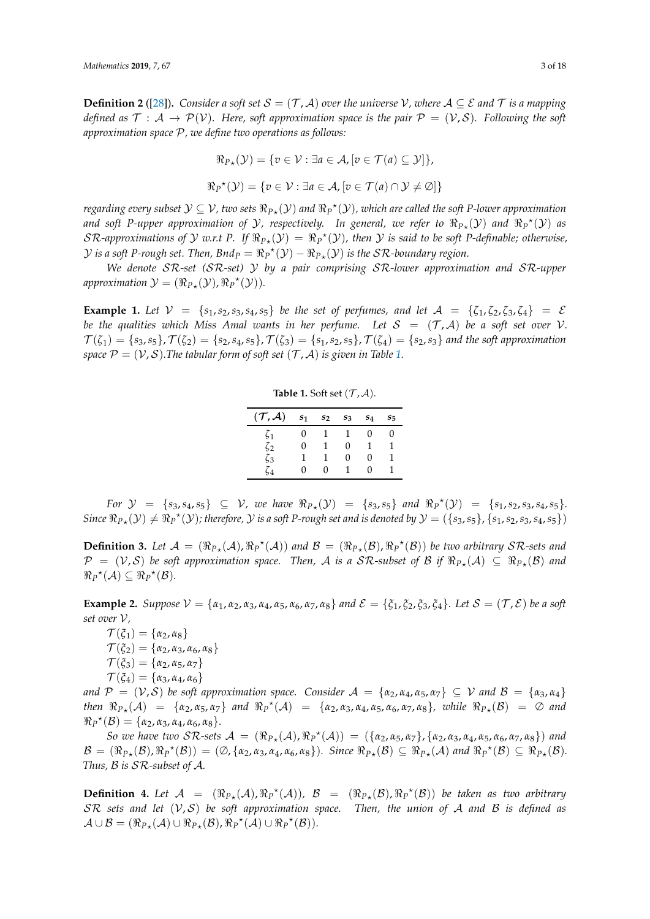**Definition 2** ([28]). *Consider a soft set $\mathcal{S} = (\mathcal{T}, \mathcal{A})$ over the universe $\mathcal{V}$, where $\mathcal{A} \subseteq \mathcal{E}$ and $\mathcal{T}$ is a mapping defined as $\mathcal{T} : \mathcal{A} \rightarrow \mathcal{P}(\mathcal{V})$. Here, soft approximation space is the pair $\mathcal{P} = (\mathcal{V}, \mathcal{S})$. Following the soft approximation space $\mathcal{P}$, we define two operations as follows:*

$$\Re_{P_\star}(\mathcal{Y}) = \{v \in \mathcal{V} : \exists a \in \mathcal{A}, [v \in \mathcal{T}(a) \subseteq \mathcal{Y}]\},$$

$$\Re_{P^\star}(\mathcal{Y}) = \{v \in \mathcal{V} : \exists a \in \mathcal{A}, [v \in \mathcal{T}(a) \cap \mathcal{Y} \neq \emptyset]\}$$

*regarding every subset $\mathcal{Y} \subseteq \mathcal{V}$, two sets $\Re_{P_\star}(\mathcal{Y})$ and $\Re_{P^\star}(\mathcal{Y})$, which are called the soft P-lower approximation and soft P-upper approximation of $\mathcal{Y}$, respectively. In general, we refer to $\Re_{P_\star}(\mathcal{Y})$ and $\Re_{P^\star}(\mathcal{Y})$ as $\mathcal{SR}$-approximations of $\mathcal{Y}$ w.r.t P. If $\Re_{P_\star}(\mathcal{Y}) = \Re_{P^\star}(\mathcal{Y})$, then $\mathcal{Y}$ is said to be soft P-definable; otherwise, $\mathcal{Y}$ is a soft P-rough set. Then, $Bnd_P = \Re_{P^\star}(\mathcal{Y}) - \Re_{P_\star}(\mathcal{Y})$ is the $\mathcal{SR}$-boundary region.*

*We denote $\mathcal{SR}$-set ($\mathcal{SR}$-set) $\mathcal{Y}$ by a pair comprising $\mathcal{SR}$-lower approximation and $\mathcal{SR}$-upper approximation $\mathcal{Y} = (\Re_{P_\star}(\mathcal{Y}), \Re_{P^\star}(\mathcal{Y}))$.*

**Example 1.** *Let $\mathcal{V} = \{s_1, s_2, s_3, s_4, s_5\}$ be the set of perfumes, and let $\mathcal{A} = \{\zeta_1, \zeta_2, \zeta_3, \zeta_4\} = \mathcal{E}$ be the qualities which Miss Amal wants in her perfume. Let $\mathcal{S} = (\mathcal{T}, \mathcal{A})$ be a soft set over $\mathcal{V}$. $\mathcal{T}(\zeta_1) = \{s_3, s_5\}, \mathcal{T}(\zeta_2) = \{s_2, s_4, s_5\}, \mathcal{T}(\zeta_3) = \{s_1, s_2, s_5\}, \mathcal{T}(\zeta_4) = \{s_2, s_3\}$ and the soft approximation space $\mathcal{P} = (\mathcal{V}, \mathcal{S})$.The tabular form of soft set $(\mathcal{T}, \mathcal{A})$ is given in Table 1.*

**Table 1.** Soft set $(\mathcal{T}, \mathcal{A})$.

| $(\mathcal{T}, \mathcal{A})$ | $s_1$ | $s_2$ | $s_3$ | $s_4$ | $s_5$ |
|---|---|---|---|---|---|
| $\zeta_1$ | 0 | 1 | 1 | 0 | 0 |
| $\zeta_2$ | 0 | 1 | 0 | 1 | 1 |
| $\zeta_3$ | 1 | 1 | 0 | 0 | 1 |
| $\zeta_4$ | 0 | 0 | 1 | 0 | 1 |

*For $\mathcal{Y} = \{s_3, s_4, s_5\} \subseteq \mathcal{V}$, we have $\Re_{P_\star}(\mathcal{Y}) = \{s_3, s_5\}$ and $\Re_{P^\star}(\mathcal{Y}) = \{s_1, s_2, s_3, s_4, s_5\}$. Since $\Re_{P_\star}(\mathcal{Y}) \neq \Re_{P^\star}(\mathcal{Y})$; therefore, $\mathcal{Y}$ is a soft P-rough set and is denoted by $\mathcal{Y} = (\{s_3, s_5\}, \{s_1, s_2, s_3, s_4, s_5\})$*

**Definition 3.** *Let $\mathcal{A} = (\Re_{P_\star}(\mathcal{A}), \Re_{P^\star}(\mathcal{A}))$ and $\mathcal{B} = (\Re_{P_\star}(\mathcal{B}), \Re_{P^\star}(\mathcal{B}))$ be two arbitrary $\mathcal{SR}$-sets and $\mathcal{P} = (\mathcal{V}, \mathcal{S})$ be soft approximation space. Then, $\mathcal{A}$ is a $\mathcal{SR}$-subset of $\mathcal{B}$ if $\Re_{P_\star}(\mathcal{A}) \subseteq \Re_{P_\star}(\mathcal{B})$ and $\Re_{P^\star}(\mathcal{A}) \subseteq \Re_{P^\star}(\mathcal{B})$.*

**Example 2.** *Suppose $\mathcal{V} = \{\alpha_1, \alpha_2, \alpha_3, \alpha_4, \alpha_5, \alpha_6, \alpha_7, \alpha_8\}$ and $\mathcal{E} = \{\xi_1, \xi_2, \xi_3, \xi_4\}$. Let $\mathcal{S} = (\mathcal{T}, \mathcal{E})$ be a soft set over $\mathcal{V}$,*

$\mathcal{T}(\xi_1) = \{\alpha_2, \alpha_8\}$
$\mathcal{T}(\xi_2) = \{\alpha_2, \alpha_3, \alpha_6, \alpha_8\}$
$\mathcal{T}(\xi_3) = \{\alpha_2, \alpha_5, \alpha_7\}$
$\mathcal{T}(\xi_4) = \{\alpha_3, \alpha_4, \alpha_6\}$

*and $\mathcal{P} = (\mathcal{V}, \mathcal{S})$ be soft approximation space. Consider $\mathcal{A} = \{\alpha_2, \alpha_4, \alpha_5, \alpha_7\} \subseteq \mathcal{V}$ and $\mathcal{B} = \{\alpha_3, \alpha_4\}$ then $\Re_{P_\star}(\mathcal{A}) = \{\alpha_2, \alpha_5, \alpha_7\}$ and $\Re_{P^\star}(\mathcal{A}) = \{\alpha_2, \alpha_3, \alpha_4, \alpha_5, \alpha_6, \alpha_7, \alpha_8\}$, while $\Re_{P_\star}(\mathcal{B}) = \emptyset$ and $\Re_{P^\star}(\mathcal{B}) = \{\alpha_2, \alpha_3, \alpha_4, \alpha_6, \alpha_8\}$.*

*So we have two $\mathcal{SR}$-sets $\mathcal{A} = (\Re_{P_\star}(\mathcal{A}), \Re_{P^\star}(\mathcal{A})) = (\{\alpha_2, \alpha_5, \alpha_7\}, \{\alpha_2, \alpha_3, \alpha_4, \alpha_5, \alpha_6, \alpha_7, \alpha_8\})$ and $\mathcal{B} = (\Re_{P_\star}(\mathcal{B}), \Re_{P^\star}(\mathcal{B})) = (\emptyset, \{\alpha_2, \alpha_3, \alpha_4, \alpha_6, \alpha_8\})$. Since $\Re_{P_\star}(\mathcal{B}) \subseteq \Re_{P_\star}(\mathcal{A})$ and $\Re_{P^\star}(\mathcal{B}) \subseteq \Re_{P_\star}(\mathcal{B})$. Thus, $\mathcal{B}$ is $\mathcal{SR}$-subset of $\mathcal{A}$.*

**Definition 4.** *Let $\mathcal{A} = (\Re_{P_\star}(\mathcal{A}), \Re_{P^\star}(\mathcal{A}))$, $\mathcal{B} = (\Re_{P_\star}(\mathcal{B}), \Re_{P^\star}(\mathcal{B}))$ be taken as two arbitrary $\mathcal{SR}$ sets and let $(\mathcal{V}, \mathcal{S})$ be soft approximation space. Then, the union of $\mathcal{A}$ and $\mathcal{B}$ is defined as $\mathcal{A} \cup \mathcal{B} = (\Re_{P_\star}(\mathcal{A}) \cup \Re_{P_\star}(\mathcal{B}), \Re_{P^\star}(\mathcal{A}) \cup \Re_{P^\star}(\mathcal{B}))$.*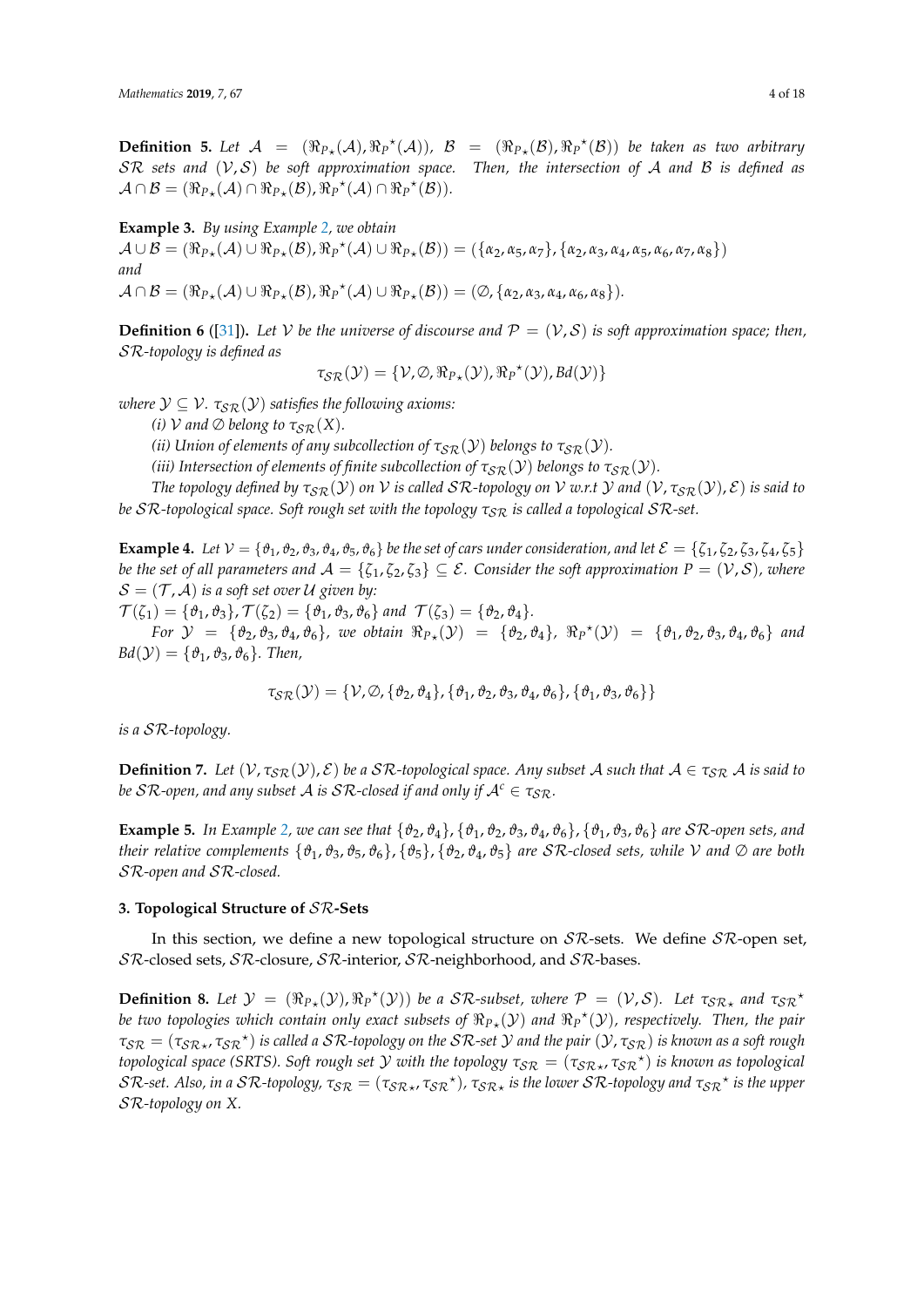**Definition 5.** *Let $\mathcal{A} = (\Re_{P_\star}(\mathcal{A}), \Re_{P}{}^{\star}(\mathcal{A}))$, $\mathcal{B} = (\Re_{P_\star}(\mathcal{B}), \Re_{P}{}^{\star}(\mathcal{B}))$ be taken as two arbitrary $\mathcal{SR}$ sets and $(\mathcal{V}, \mathcal{S})$ be soft approximation space. Then, the intersection of $\mathcal{A}$ and $\mathcal{B}$ is defined as $\mathcal{A} \cap \mathcal{B} = (\Re_{P_\star}(\mathcal{A}) \cap \Re_{P_\star}(\mathcal{B}), \Re_{P}{}^{\star}(\mathcal{A}) \cap \Re_{P}{}^{\star}(\mathcal{B}))$.*

**Example 3.** *By using Example 2, we obtain*
$\mathcal{A} \cup \mathcal{B} = (\Re_{P_\star}(\mathcal{A}) \cup \Re_{P_\star}(\mathcal{B}), \Re_{P}{}^{\star}(\mathcal{A}) \cup \Re_{P_\star}(\mathcal{B})) = (\{\alpha_2, \alpha_5, \alpha_7\}, \{\alpha_2, \alpha_3, \alpha_4, \alpha_5, \alpha_6, \alpha_7, \alpha_8\})$
*and*
$\mathcal{A} \cap \mathcal{B} = (\Re_{P_\star}(\mathcal{A}) \cup \Re_{P_\star}(\mathcal{B}), \Re_{P}{}^{\star}(\mathcal{A}) \cup \Re_{P_\star}(\mathcal{B})) = (\emptyset, \{\alpha_2, \alpha_3, \alpha_4, \alpha_6, \alpha_8\})$.

**Definition 6** ([31]). *Let $\mathcal{V}$ be the universe of discourse and $\mathcal{P} = (\mathcal{V}, \mathcal{S})$ is soft approximation space; then, $\mathcal{SR}$-topology is defined as*

$$\tau_{\mathcal{SR}}(\mathcal{Y}) = \{\mathcal{V}, \emptyset, \Re_{P_\star}(\mathcal{Y}), \Re_{P}{}^{\star}(\mathcal{Y}), Bd(\mathcal{Y})\}$$

*where $\mathcal{Y} \subseteq \mathcal{V}$. $\tau_{\mathcal{SR}}(\mathcal{Y})$ satisfies the following axioms:*

*(i) $\mathcal{V}$ and $\emptyset$ belong to $\tau_{\mathcal{SR}}(X)$.*

*(ii) Union of elements of any subcollection of $\tau_{\mathcal{SR}}(\mathcal{Y})$ belongs to $\tau_{\mathcal{SR}}(\mathcal{Y})$.*

*(iii) Intersection of elements of finite subcollection of $\tau_{\mathcal{SR}}(\mathcal{Y})$ belongs to $\tau_{\mathcal{SR}}(\mathcal{Y})$.*

*The topology defined by $\tau_{\mathcal{SR}}(\mathcal{Y})$ on $\mathcal{V}$ is called $\mathcal{SR}$-topology on $\mathcal{V}$ w.r.t $\mathcal{Y}$ and $(\mathcal{V}, \tau_{\mathcal{SR}}(\mathcal{Y}), \mathcal{E})$ is said to be $\mathcal{SR}$-topological space. Soft rough set with the topology $\tau_{\mathcal{SR}}$ is called a topological $\mathcal{SR}$-set.*

**Example 4.** *Let $\mathcal{V} = \{\vartheta_1, \vartheta_2, \vartheta_3, \vartheta_4, \vartheta_5, \vartheta_6\}$ be the set of cars under consideration, and let $\mathcal{E} = \{\zeta_1, \zeta_2, \zeta_3, \zeta_4, \zeta_5\}$ be the set of all parameters and $\mathcal{A} = \{\zeta_1, \zeta_2, \zeta_3\} \subseteq \mathcal{E}$. Consider the soft approximation $P = (\mathcal{V}, \mathcal{S})$, where $\mathcal{S} = (\mathcal{T}, \mathcal{A})$ is a soft set over $\mathcal{U}$ given by:*
$\mathcal{T}(\zeta_1) = \{\vartheta_1, \vartheta_3\}, \mathcal{T}(\zeta_2) = \{\vartheta_1, \vartheta_3, \vartheta_6\}$ *and* $\mathcal{T}(\zeta_3) = \{\vartheta_2, \vartheta_4\}$.

*For $\mathcal{Y} = \{\vartheta_2, \vartheta_3, \vartheta_4, \vartheta_6\}$, we obtain $\Re_{P_\star}(\mathcal{Y}) = \{\vartheta_2, \vartheta_4\}$, $\Re_{P}{}^{\star}(\mathcal{Y}) = \{\vartheta_1, \vartheta_2, \vartheta_3, \vartheta_4, \vartheta_6\}$ and $Bd(\mathcal{Y}) = \{\vartheta_1, \vartheta_3, \vartheta_6\}$. Then,*

$$\tau_{\mathcal{SR}}(\mathcal{Y}) = \{\mathcal{V}, \emptyset, \{\vartheta_2, \vartheta_4\}, \{\vartheta_1, \vartheta_2, \vartheta_3, \vartheta_4, \vartheta_6\}, \{\vartheta_1, \vartheta_3, \vartheta_6\}\}$$

*is a $\mathcal{SR}$-topology.*

**Definition 7.** *Let $(\mathcal{V}, \tau_{\mathcal{SR}}(\mathcal{Y}), \mathcal{E})$ be a $\mathcal{SR}$-topological space. Any subset $\mathcal{A}$ such that $\mathcal{A} \in \tau_{\mathcal{SR}}$ $\mathcal{A}$ is said to be $\mathcal{SR}$-open, and any subset $\mathcal{A}$ is $\mathcal{SR}$-closed if and only if $\mathcal{A}^c \in \tau_{\mathcal{SR}}$.*

**Example 5.** *In Example 2, we can see that $\{\vartheta_2, \vartheta_4\}, \{\vartheta_1, \vartheta_2, \vartheta_3, \vartheta_4, \vartheta_6\}, \{\vartheta_1, \vartheta_3, \vartheta_6\}$ are $\mathcal{SR}$-open sets, and their relative complements $\{\vartheta_1, \vartheta_3, \vartheta_5, \vartheta_6\}, \{\vartheta_5\}, \{\vartheta_2, \vartheta_4, \vartheta_5\}$ are $\mathcal{SR}$-closed sets, while $\mathcal{V}$ and $\emptyset$ are both $\mathcal{SR}$-open and $\mathcal{SR}$-closed.*

## 3. Topological Structure of $\mathcal{SR}$-Sets

In this section, we define a new topological structure on $\mathcal{SR}$-sets. We define $\mathcal{SR}$-open set, $\mathcal{SR}$-closed sets, $\mathcal{SR}$-closure, $\mathcal{SR}$-interior, $\mathcal{SR}$-neighborhood, and $\mathcal{SR}$-bases.

**Definition 8.** *Let $\mathcal{Y} = (\Re_{P_\star}(\mathcal{Y}), \Re_{P}{}^{\star}(\mathcal{Y}))$ be a $\mathcal{SR}$-subset, where $\mathcal{P} = (\mathcal{V}, \mathcal{S})$. Let $\tau_{\mathcal{SR}_\star}$ and $\tau_{\mathcal{SR}}{}^{\star}$ be two topologies which contain only exact subsets of $\Re_{P_\star}(\mathcal{Y})$ and $\Re_{P}{}^{\star}(\mathcal{Y})$, respectively. Then, the pair $\tau_{\mathcal{SR}} = (\tau_{\mathcal{SR}_\star}, \tau_{\mathcal{SR}}{}^{\star})$ is called a $\mathcal{SR}$-topology on the $\mathcal{SR}$-set $\mathcal{Y}$ and the pair $(\mathcal{Y}, \tau_{\mathcal{SR}})$ is known as a soft rough topological space (SRTS). Soft rough set $\mathcal{Y}$ with the topology $\tau_{\mathcal{SR}} = (\tau_{\mathcal{SR}_\star}, \tau_{\mathcal{SR}}{}^{\star})$ is known as topological $\mathcal{SR}$-set. Also, in a $\mathcal{SR}$-topology, $\tau_{\mathcal{SR}} = (\tau_{\mathcal{SR}_\star}, \tau_{\mathcal{SR}}{}^{\star})$, $\tau_{\mathcal{SR}_\star}$ is the lower $\mathcal{SR}$-topology and $\tau_{\mathcal{SR}}{}^{\star}$ is the upper $\mathcal{SR}$-topology on X.*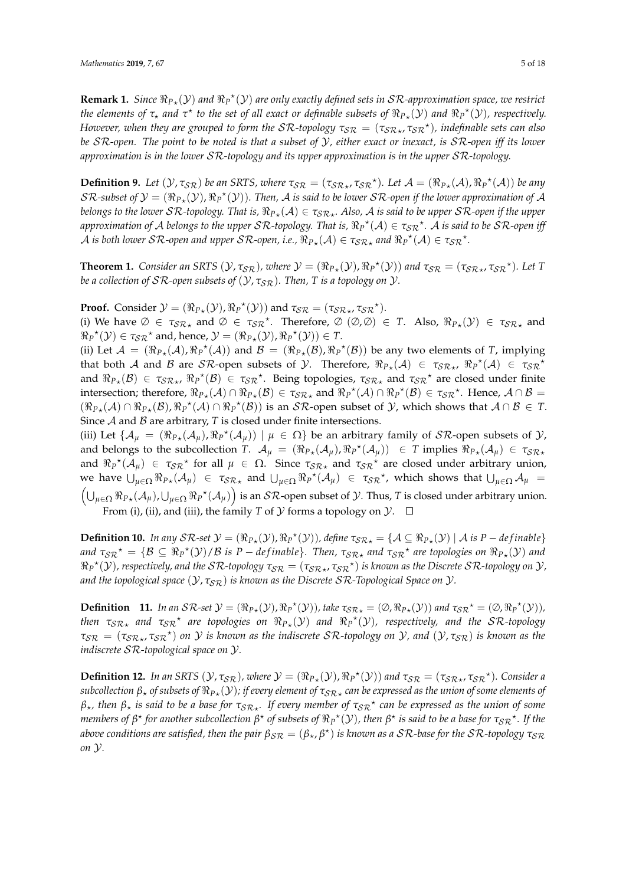**Remark 1.** *Since $\Re_{P_\star}(\mathcal{Y})$ and $\Re_P{}^\star(\mathcal{Y})$ are only exactly defined sets in $\mathcal{SR}$-approximation space, we restrict the elements of $\tau_\star$ and $\tau^\star$ to the set of all exact or definable subsets of $\Re_{P_\star}(\mathcal{Y})$ and $\Re_P{}^\star(\mathcal{Y})$, respectively. However, when they are grouped to form the $\mathcal{SR}$-topology $\tau_{\mathcal{SR}} = (\tau_{\mathcal{SR}\star}, \tau_{\mathcal{SR}}{}^\star)$, indefinable sets can also be $\mathcal{SR}$-open. The point to be noted is that a subset of $\mathcal{Y}$, either exact or inexact, is $\mathcal{SR}$-open iff its lower approximation is in the lower $\mathcal{SR}$-topology and its upper approximation is in the upper $\mathcal{SR}$-topology.*

**Definition 9.** *Let $(\mathcal{Y}, \tau_{\mathcal{SR}})$ be an SRTS, where $\tau_{\mathcal{SR}} = (\tau_{\mathcal{SR}\star}, \tau_{\mathcal{SR}}{}^\star)$. Let $\mathcal{A} = (\Re_{P_\star}(\mathcal{A}), \Re_P{}^\star(\mathcal{A}))$ be any $\mathcal{SR}$-subset of $\mathcal{Y} = (\Re_{P_\star}(\mathcal{Y}), \Re_P{}^\star(\mathcal{Y}))$. Then, $\mathcal{A}$ is said to be lower $\mathcal{SR}$-open if the lower approximation of $\mathcal{A}$ belongs to the lower $\mathcal{SR}$-topology. That is, $\Re_{P_\star}(\mathcal{A}) \in \tau_{\mathcal{SR}\star}$. Also, $\mathcal{A}$ is said to be upper $\mathcal{SR}$-open if the upper approximation of $\mathcal{A}$ belongs to the upper $\mathcal{SR}$-topology. That is, $\Re_P{}^\star(\mathcal{A}) \in \tau_{\mathcal{SR}}{}^\star$. $\mathcal{A}$ is said to be $\mathcal{SR}$-open iff $\mathcal{A}$ is both lower $\mathcal{SR}$-open and upper $\mathcal{SR}$-open, i.e., $\Re_{P_\star}(\mathcal{A}) \in \tau_{\mathcal{SR}\star}$ and $\Re_P{}^\star(\mathcal{A}) \in \tau_{\mathcal{SR}}{}^\star$.*

**Theorem 1.** *Consider an SRTS $(\mathcal{Y}, \tau_{\mathcal{SR}})$, where $\mathcal{Y} = (\Re_{P_\star}(\mathcal{Y}), \Re_P{}^\star(\mathcal{Y}))$ and $\tau_{\mathcal{SR}} = (\tau_{\mathcal{SR}\star}, \tau_{\mathcal{SR}}{}^\star)$. Let $T$ be a collection of $\mathcal{SR}$-open subsets of $(\mathcal{Y}, \tau_{\mathcal{SR}})$. Then, $T$ is a topology on $\mathcal{Y}$.*

**Proof.** Consider $\mathcal{Y} = (\Re_{P_\star}(\mathcal{Y}), \Re_P{}^\star(\mathcal{Y}))$ and $\tau_{\mathcal{SR}} = (\tau_{\mathcal{SR}\star}, \tau_{\mathcal{SR}}{}^\star)$.

(i) We have $\emptyset \in \tau_{\mathcal{SR}\star}$ and $\emptyset \in \tau_{\mathcal{SR}}{}^\star$. Therefore, $\emptyset\ (\emptyset, \emptyset) \in T$. Also, $\Re_{P_\star}(\mathcal{Y}) \in \tau_{\mathcal{SR}\star}$ and $\Re_P{}^\star(\mathcal{Y}) \in \tau_{\mathcal{SR}}{}^\star$ and, hence, $\mathcal{Y} = (\Re_{P_\star}(\mathcal{Y}), \Re_P{}^\star(\mathcal{Y})) \in T$.

(ii) Let $\mathcal{A} = (\Re_{P_\star}(\mathcal{A}), \Re_P{}^\star(\mathcal{A}))$ and $\mathcal{B} = (\Re_{P_\star}(\mathcal{B}), \Re_P{}^\star(\mathcal{B}))$ be any two elements of $T$, implying that both $\mathcal{A}$ and $\mathcal{B}$ are $\mathcal{SR}$-open subsets of $\mathcal{Y}$. Therefore, $\Re_{P_\star}(\mathcal{A}) \in \tau_{\mathcal{SR}\star}$, $\Re_P{}^\star(\mathcal{A}) \in \tau_{\mathcal{SR}}{}^\star$ and $\Re_{P_\star}(\mathcal{B}) \in \tau_{\mathcal{SR}\star}$, $\Re_P{}^\star(\mathcal{B}) \in \tau_{\mathcal{SR}}{}^\star$. Being topologies, $\tau_{\mathcal{SR}\star}$ and $\tau_{\mathcal{SR}}{}^\star$ are closed under finite intersection; therefore, $\Re_{P_\star}(\mathcal{A}) \cap \Re_{P_\star}(\mathcal{B}) \in \tau_{\mathcal{SR}\star}$ and $\Re_P{}^\star(\mathcal{A}) \cap \Re_P{}^\star(\mathcal{B}) \in \tau_{\mathcal{SR}}{}^\star$. Hence, $\mathcal{A} \cap \mathcal{B} = (\Re_{P_\star}(\mathcal{A}) \cap \Re_{P_\star}(\mathcal{B}), \Re_P{}^\star(\mathcal{A}) \cap \Re_P{}^\star(\mathcal{B}))$ is an $\mathcal{SR}$-open subset of $\mathcal{Y}$, which shows that $\mathcal{A} \cap \mathcal{B} \in T$. Since $\mathcal{A}$ and $\mathcal{B}$ are arbitrary, $T$ is closed under finite intersections.

(iii) Let $\{\mathcal{A}_\mu = (\Re_{P_\star}(\mathcal{A}_\mu), \Re_P{}^\star(\mathcal{A}_\mu)) \mid \mu \in \Omega\}$ be an arbitrary family of $\mathcal{SR}$-open subsets of $\mathcal{Y}$, and belongs to the subcollection $T$. $\mathcal{A}_\mu = (\Re_{P_\star}(\mathcal{A}_\mu), \Re_P{}^\star(\mathcal{A}_\mu)) \in T$ implies $\Re_{P_\star}(\mathcal{A}_\mu) \in \tau_{\mathcal{SR}\star}$ and $\Re_P{}^\star(\mathcal{A}_\mu) \in \tau_{\mathcal{SR}}{}^\star$ for all $\mu \in \Omega$. Since $\tau_{\mathcal{SR}\star}$ and $\tau_{\mathcal{SR}}{}^\star$ are closed under arbitrary union, we have $\bigcup_{\mu \in \Omega} \Re_{P_\star}(\mathcal{A}_\mu) \in \tau_{\mathcal{SR}\star}$ and $\bigcup_{\mu \in \Omega} \Re_P{}^\star(\mathcal{A}_\mu) \in \tau_{\mathcal{SR}}{}^\star$, which shows that $\bigcup_{\mu \in \Omega} \mathcal{A}_\mu = \left(\bigcup_{\mu \in \Omega} \Re_{P_\star}(\mathcal{A}_\mu), \bigcup_{\mu \in \Omega} \Re_P{}^\star(\mathcal{A}_\mu)\right)$ is an $\mathcal{SR}$-open subset of $\mathcal{Y}$. Thus, $T$ is closed under arbitrary union.

From (i), (ii), and (iii), the family $T$ of $\mathcal{Y}$ forms a topology on $\mathcal{Y}$. $\square$

**Definition 10.** *In any $\mathcal{SR}$-set $\mathcal{Y} = (\Re_{P_\star}(\mathcal{Y}), \Re_P{}^\star(\mathcal{Y}))$, define $\tau_{\mathcal{SR}\star} = \{\mathcal{A} \subseteq \Re_{P_\star}(\mathcal{Y}) \mid \mathcal{A} \text{ is } P-definable\}$ and $\tau_{\mathcal{SR}}{}^\star = \{\mathcal{B} \subseteq \Re_P{}^\star(\mathcal{Y}) / \mathcal{B} \text{ is } P-definable\}$. Then, $\tau_{\mathcal{SR}\star}$ and $\tau_{\mathcal{SR}}{}^\star$ are topologies on $\Re_{P_\star}(\mathcal{Y})$ and $\Re_P{}^\star(\mathcal{Y})$, respectively, and the $\mathcal{SR}$-topology $\tau_{\mathcal{SR}} = (\tau_{\mathcal{SR}\star}, \tau_{\mathcal{SR}}{}^\star)$ is known as the Discrete $\mathcal{SR}$-topology on $\mathcal{Y}$, and the topological space $(\mathcal{Y}, \tau_{\mathcal{SR}})$ is known as the Discrete $\mathcal{SR}$-Topological Space on $\mathcal{Y}$.*

**Definition 11.** *In an $\mathcal{SR}$-set $\mathcal{Y} = (\Re_{P_\star}(\mathcal{Y}), \Re_P{}^\star(\mathcal{Y}))$, take $\tau_{\mathcal{SR}\star} = (\emptyset, \Re_{P_\star}(\mathcal{Y}))$ and $\tau_{\mathcal{SR}}{}^\star = (\emptyset, \Re_P{}^\star(\mathcal{Y}))$, then $\tau_{\mathcal{SR}\star}$ and $\tau_{\mathcal{SR}}{}^\star$ are topologies on $\Re_{P_\star}(\mathcal{Y})$ and $\Re_P{}^\star(\mathcal{Y})$, respectively, and the $\mathcal{SR}$-topology $\tau_{\mathcal{SR}} = (\tau_{\mathcal{SR}\star}, \tau_{\mathcal{SR}}{}^\star)$ on $\mathcal{Y}$ is known as the indiscrete $\mathcal{SR}$-topology on $\mathcal{Y}$, and $(\mathcal{Y}, \tau_{\mathcal{SR}})$ is known as the indiscrete $\mathcal{SR}$-topological space on $\mathcal{Y}$.*

**Definition 12.** *In an SRTS $(\mathcal{Y}, \tau_{\mathcal{SR}})$, where $\mathcal{Y} = (\Re_{P_\star}(\mathcal{Y}), \Re_P{}^\star(\mathcal{Y}))$ and $\tau_{\mathcal{SR}} = (\tau_{\mathcal{SR}\star}, \tau_{\mathcal{SR}}{}^\star)$. Consider a subcollection $\beta_\star$ of subsets of $\Re_{P_\star}(\mathcal{Y})$; if every element of $\tau_{\mathcal{SR}\star}$ can be expressed as the union of some elements of $\beta_\star$, then $\beta_\star$ is said to be a base for $\tau_{\mathcal{SR}\star}$. If every member of $\tau_{\mathcal{SR}}{}^\star$ can be expressed as the union of some members of $\beta^\star$ for another subcollection $\beta^\star$ of subsets of $\Re_P{}^\star(\mathcal{Y})$, then $\beta^\star$ is said to be a base for $\tau_{\mathcal{SR}}{}^\star$. If the above conditions are satisfied, then the pair $\beta_{\mathcal{SR}} = (\beta_\star, \beta^\star)$ is known as a $\mathcal{SR}$-base for the $\mathcal{SR}$-topology $\tau_{\mathcal{SR}}$ on $\mathcal{Y}$.*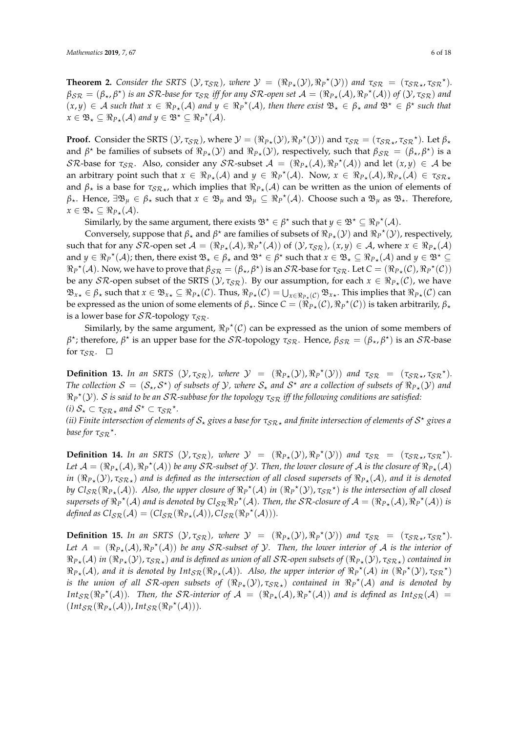**Theorem 2.** *Consider the SRTS $(\mathcal{Y}, \tau_{\mathcal{SR}})$, where $\mathcal{Y} = (\Re_{P_\star}(\mathcal{Y}), \Re_P{}^\star(\mathcal{Y}))$ and $\tau_{\mathcal{SR}} = (\tau_{\mathcal{SR}\star}, \tau_{\mathcal{SR}}{}^\star)$. $\beta_{\mathcal{SR}} = (\beta_\star, \beta^\star)$ is an $\mathcal{SR}$-base for $\tau_{\mathcal{SR}}$ iff for any $\mathcal{SR}$-open set $\mathcal{A} = (\Re_{P_\star}(\mathcal{A}), \Re_P{}^\star(\mathcal{A}))$ of $(\mathcal{Y}, \tau_{\mathcal{SR}})$ and $(x, y) \in \mathcal{A}$ such that $x \in \Re_{P_\star}(\mathcal{A})$ and $y \in \Re_P{}^\star(\mathcal{A})$, then there exist $\mathfrak{B}_\star \in \beta_\star$ and $\mathfrak{B}^\star \in \beta^\star$ such that $x \in \mathfrak{B}_\star \subseteq \Re_{P_\star}(\mathcal{A})$ and $y \in \mathfrak{B}^\star \subseteq \Re_P{}^\star(\mathcal{A})$.*

**Proof.** Consider the SRTS $(\mathcal{Y}, \tau_{\mathcal{SR}})$, where $\mathcal{Y} = (\Re_{P_\star}(\mathcal{Y}), \Re_P{}^\star(\mathcal{Y}))$ and $\tau_{\mathcal{SR}} = (\tau_{\mathcal{SR}\star}, \tau_{\mathcal{SR}}{}^\star)$. Let $\beta_\star$ and $\beta^\star$ be families of subsets of $\Re_{P_\star}(\mathcal{Y})$ and $\Re_{P_\star}(\mathcal{Y})$, respectively, such that $\beta_{\mathcal{SR}} = (\beta_\star, \beta^\star)$ is a $\mathcal{SR}$-base for $\tau_{\mathcal{SR}}$. Also, consider any $\mathcal{SR}$-subset $\mathcal{A} = (\Re_{P_\star}(\mathcal{A}), \Re_P{}^\star(\mathcal{A}))$ and let $(x, y) \in \mathcal{A}$ be an arbitrary point such that $x \in \Re_{P_\star}(\mathcal{A})$ and $y \in \Re_P{}^\star(\mathcal{A})$. Now, $x \in \Re_{P_\star}(\mathcal{A}), \Re_{P_\star}(\mathcal{A}) \in \tau_{\mathcal{SR}\star}$ and $\beta_\star$ is a base for $\tau_{\mathcal{SR}\star}$, which implies that $\Re_{P_\star}(\mathcal{A})$ can be written as the union of elements of $\beta_\star$. Hence, $\exists \mathfrak{B}_\mu \in \beta_\star$ such that $x \in \mathfrak{B}_\mu$ and $\mathfrak{B}_\mu \subseteq \Re_P{}^\star(\mathcal{A})$. Choose such a $\mathfrak{B}_\mu$ as $\mathfrak{B}_\star$. Therefore, $x \in \mathfrak{B}_\star \subseteq \Re_{P_\star}(\mathcal{A})$.

Similarly, by the same argument, there exists $\mathfrak{B}^\star \in \beta^\star$ such that $y \in \mathfrak{B}^\star \subseteq \Re_P{}^\star(\mathcal{A})$.

Conversely, suppose that $\beta_\star$ and $\beta^\star$ are families of subsets of $\Re_{P_\star}(\mathcal{Y})$ and $\Re_P{}^\star(\mathcal{Y})$, respectively, such that for any $\mathcal{SR}$-open set $\mathcal{A} = (\Re_{P_\star}(\mathcal{A}), \Re_P{}^\star(\mathcal{A}))$ of $(\mathcal{Y}, \tau_{\mathcal{SR}})$, $(x, y) \in \mathcal{A}$, where $x \in \Re_{P_\star}(\mathcal{A})$ and $y \in \Re_P{}^\star(\mathcal{A})$; then, there exist $\mathfrak{B}_\star \in \beta_\star$ and $\mathfrak{B}^\star \in \beta^\star$ such that $x \in \mathfrak{B}_\star \subseteq \Re_{P_\star}(\mathcal{A})$ and $y \in \mathfrak{B}^\star \subseteq \Re_P{}^\star(\mathcal{A})$. Now, we have to prove that $\beta_{\mathcal{SR}} = (\beta_\star, \beta^\star)$ is an $\mathcal{SR}$-base for $\tau_{\mathcal{SR}}$. Let $C = (\Re_{P_\star}(\mathcal{C}), \Re_P{}^\star(\mathcal{C}))$ be any $\mathcal{SR}$-open subset of the SRTS $(\mathcal{Y}, \tau_{\mathcal{SR}})$. By our assumption, for each $x \in \Re_{P_\star}(\mathcal{C})$, we have $\mathfrak{B}_{x\star} \in \beta_\star$ such that $x \in \mathfrak{B}_{x\star} \subseteq \Re_{P_\star}(\mathcal{C})$. Thus, $\Re_{P_\star}(\mathcal{C}) = \bigcup_{x \in \Re_{P_\star}(\mathcal{C})} \mathfrak{B}_{x\star}$. This implies that $\Re_{P_\star}(\mathcal{C})$ can be expressed as the union of some elements of $\beta_\star$. Since $C = (\Re_{P_\star}(\mathcal{C}), \Re_P{}^\star(\mathcal{C}))$ is taken arbitrarily, $\beta_\star$ is a lower base for $\mathcal{SR}$-topology $\tau_{\mathcal{SR}}$.

Similarly, by the same argument, $\Re_P{}^\star(\mathcal{C})$ can be expressed as the union of some members of $\beta^\star$; therefore, $\beta^\star$ is an upper base for the $\mathcal{SR}$-topology $\tau_{\mathcal{SR}}$. Hence, $\beta_{\mathcal{SR}} = (\beta_\star, \beta^\star)$ is an $\mathcal{SR}$-base for $\tau_{\mathcal{SR}}$. $\square$

**Definition 13.** *In an SRTS $(\mathcal{Y}, \tau_{\mathcal{SR}})$, where $\mathcal{Y} = (\Re_{P_\star}(\mathcal{Y}), \Re_P{}^\star(\mathcal{Y}))$ and $\tau_{\mathcal{SR}} = (\tau_{\mathcal{SR}\star}, \tau_{\mathcal{SR}}{}^\star)$. The collection $\mathcal{S} = (\mathcal{S}_\star, \mathcal{S}^\star)$ of subsets of $\mathcal{Y}$, where $\mathcal{S}_\star$ and $\mathcal{S}^\star$ are a collection of subsets of $\Re_{P_\star}(\mathcal{Y})$ and $\Re_P{}^\star(\mathcal{Y})$. $\mathcal{S}$ is said to be an $\mathcal{SR}$-subbase for the topology $\tau_{\mathcal{SR}}$ iff the following conditions are satisfied:*
*(i) $\mathcal{S}_\star \subset \tau_{\mathcal{SR}\star}$ and $\mathcal{S}^\star \subset \tau_{\mathcal{SR}}{}^\star$.*
*(ii) Finite intersection of elements of $\mathcal{S}_\star$ gives a base for $\tau_{\mathcal{SR}\star}$ and finite intersection of elements of $\mathcal{S}^\star$ gives a base for $\tau_{\mathcal{SR}}{}^\star$.*

**Definition 14.** *In an SRTS $(\mathcal{Y}, \tau_{\mathcal{SR}})$, where $\mathcal{Y} = (\Re_{P_\star}(\mathcal{Y}), \Re_P{}^\star(\mathcal{Y}))$ and $\tau_{\mathcal{SR}} = (\tau_{\mathcal{SR}\star}, \tau_{\mathcal{SR}}{}^\star)$. Let $\mathcal{A} = (\Re_{P_\star}(\mathcal{A}), \Re_P{}^\star(\mathcal{A}))$ be any $\mathcal{SR}$-subset of $\mathcal{Y}$. Then, the lower closure of $\mathcal{A}$ is the closure of $\Re_{P_\star}(\mathcal{A})$ in $(\Re_{P_\star}(\mathcal{Y}), \tau_{\mathcal{SR}\star})$ and is defined as the intersection of all closed supersets of $\Re_{P_\star}(\mathcal{A})$, and it is denoted by $Cl_{\mathcal{SR}}(\Re_{P_\star}(\mathcal{A}))$. Also, the upper closure of $\Re_P{}^\star(\mathcal{A})$ in $(\Re_P{}^\star(\mathcal{Y}), \tau_{\mathcal{SR}}{}^\star)$ is the intersection of all closed supersets of $\Re_P{}^\star(\mathcal{A})$ and is denoted by $Cl_{\mathcal{SR}}\Re_P{}^\star(\mathcal{A})$. Then, the $\mathcal{SR}$-closure of $\mathcal{A} = (\Re_{P_\star}(\mathcal{A}), \Re_P{}^\star(\mathcal{A}))$ is defined as $Cl_{\mathcal{SR}}(\mathcal{A}) = (Cl_{\mathcal{SR}}(\Re_{P_\star}(\mathcal{A})), Cl_{\mathcal{SR}}(\Re_P{}^\star(\mathcal{A})))$.*

**Definition 15.** *In an SRTS $(\mathcal{Y}, \tau_{\mathcal{SR}})$, where $\mathcal{Y} = (\Re_{P_\star}(\mathcal{Y}), \Re_P{}^\star(\mathcal{Y}))$ and $\tau_{\mathcal{SR}} = (\tau_{\mathcal{SR}\star}, \tau_{\mathcal{SR}}{}^\star)$. Let $A = (\Re_{P_\star}(\mathcal{A}), \Re_P{}^\star(\mathcal{A}))$ be any $\mathcal{SR}$-subset of $\mathcal{Y}$. Then, the lower interior of $\mathcal{A}$ is the interior of $\Re_{P_\star}(\mathcal{A})$ in $(\Re_{P_\star}(\mathcal{Y}), \tau_{\mathcal{SR}\star})$ and is defined as union of all $\mathcal{SR}$-open subsets of $(\Re_{P_\star}(\mathcal{Y}), \tau_{\mathcal{SR}\star})$ contained in $\Re_{P_\star}(\mathcal{A})$, and it is denoted by $Int_{\mathcal{SR}}(\Re_{P_\star}(\mathcal{A}))$. Also, the upper interior of $\Re_P{}^\star(\mathcal{A})$ in $(\Re_P{}^\star(\mathcal{Y}), \tau_{\mathcal{SR}}{}^\star)$ is the union of all $\mathcal{SR}$-open subsets of $(\Re_{P_\star}(\mathcal{Y}), \tau_{\mathcal{SR}\star})$ contained in $\Re_P{}^\star(\mathcal{A})$ and is denoted by $Int_{\mathcal{SR}}(\Re_P{}^\star(\mathcal{A}))$. Then, the $\mathcal{SR}$-interior of $\mathcal{A} = (\Re_{P_\star}(\mathcal{A}), \Re_P{}^\star(\mathcal{A}))$ and is defined as $Int_{\mathcal{SR}}(\mathcal{A}) = (Int_{\mathcal{SR}}(\Re_{P_\star}(\mathcal{A})), Int_{\mathcal{SR}}(\Re_P{}^\star(\mathcal{A})))$.*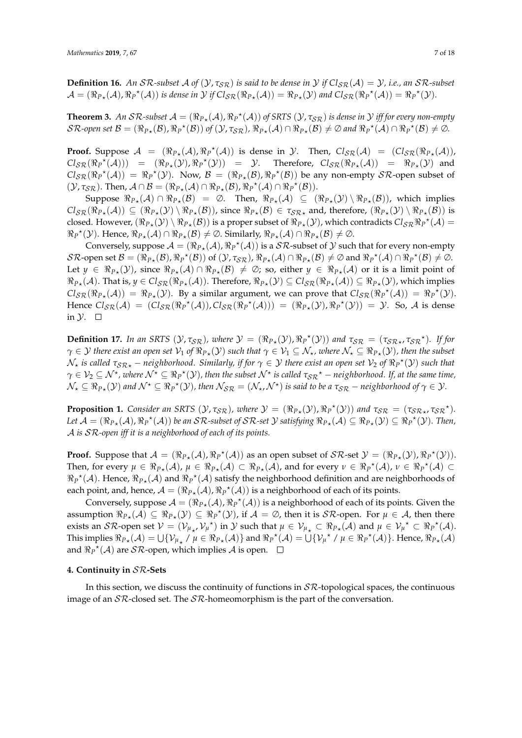**Definition 16.** *An $\mathcal{SR}$-subset $\mathcal{A}$ of $(\mathcal{Y}, \tau_{\mathcal{SR}})$ is said to be dense in $\mathcal{Y}$ if $Cl_{\mathcal{SR}}(\mathcal{A}) = \mathcal{Y}$, i.e., an $\mathcal{SR}$-subset $\mathcal{A} = (\Re_{P_\star}(\mathcal{A}), \Re_P{}^\star(\mathcal{A}))$ is dense in $\mathcal{Y}$ if $Cl_{\mathcal{SR}}(\Re_{P_\star}(\mathcal{A})) = \Re_{P_\star}(\mathcal{Y})$ and $Cl_{\mathcal{SR}}(\Re_P{}^\star(\mathcal{A})) = \Re_P{}^\star(\mathcal{Y})$.*

**Theorem 3.** *An $\mathcal{SR}$-subset $\mathcal{A} = (\Re_{P_\star}(\mathcal{A}), \Re_P{}^\star(\mathcal{A}))$ of SRTS $(\mathcal{Y}, \tau_{\mathcal{SR}})$ is dense in $\mathcal{Y}$ iff for every non-empty $\mathcal{SR}$-open set $\mathcal{B} = (\Re_{P_\star}(\mathcal{B}), \Re_P{}^\star(\mathcal{B}))$ of $(\mathcal{Y}, \tau_{\mathcal{SR}})$, $\Re_{P_\star}(\mathcal{A}) \cap \Re_{P_\star}(\mathcal{B}) \neq \emptyset$ and $\Re_P{}^\star(\mathcal{A}) \cap \Re_P{}^\star(\mathcal{B}) \neq \emptyset$.*

**Proof.** Suppose $\mathcal{A} = (\Re_{P_\star}(\mathcal{A}), \Re_P{}^\star(\mathcal{A}))$ is dense in $\mathcal{Y}$. Then, $Cl_{\mathcal{SR}}(\mathcal{A}) = (Cl_{\mathcal{SR}}(\Re_{P_\star}(\mathcal{A})), Cl_{\mathcal{SR}}(\Re_P{}^\star(\mathcal{A}))) = (\Re_{P_\star}(\mathcal{Y}), \Re_P{}^\star(\mathcal{Y})) = \mathcal{Y}$. Therefore, $Cl_{\mathcal{SR}}(\Re_{P_\star}(\mathcal{A})) = \Re_{P_\star}(\mathcal{Y})$ and $Cl_{\mathcal{SR}}(\Re_P{}^\star(\mathcal{A})) = \Re_P{}^\star(\mathcal{Y})$. Now, $\mathcal{B} = (\Re_{P_\star}(\mathcal{B}), \Re_P{}^\star(\mathcal{B}))$ be any non-empty $\mathcal{SR}$-open subset of $(\mathcal{Y}, \tau_{\mathcal{SR}})$. Then, $\mathcal{A} \cap \mathcal{B} = (\Re_{P_\star}(\mathcal{A}) \cap \Re_{P_\star}(\mathcal{B}), \Re_P{}^\star(\mathcal{A}) \cap \Re_P{}^\star(\mathcal{B}))$.

Suppose $\Re_{P_\star}(\mathcal{A}) \cap \Re_{P_\star}(\mathcal{B}) = \emptyset$. Then, $\Re_{P_\star}(\mathcal{A}) \subseteq (\Re_{P_\star}(\mathcal{Y}) \setminus \Re_{P_\star}(\mathcal{B}))$, which implies $Cl_{\mathcal{SR}}(\Re_{P_\star}(\mathcal{A})) \subseteq (\Re_{P_\star}(\mathcal{Y}) \setminus \Re_{P_\star}(\mathcal{B}))$, since $\Re_{P_\star}(\mathcal{B}) \in \tau_{\mathcal{SR}\star}$ and, therefore, $(\Re_{P_\star}(\mathcal{Y}) \setminus \Re_{P_\star}(\mathcal{B}))$ is closed. However, $(\Re_{P_\star}(\mathcal{Y}) \setminus \Re_{P_\star}(\mathcal{B}))$ is a proper subset of $\Re_{P_\star}(\mathcal{Y})$, which contradicts $Cl_{\mathcal{SR}}\Re_P{}^\star(\mathcal{A}) = \Re_P{}^\star(\mathcal{Y})$. Hence, $\Re_{P_\star}(\mathcal{A}) \cap \Re_{P_\star}(\mathcal{B}) \neq \emptyset$. Similarly, $\Re_{P_\star}(\mathcal{A}) \cap \Re_{P_\star}(\mathcal{B}) \neq \emptyset$.

Conversely, suppose $\mathcal{A} = (\Re_{P_\star}(\mathcal{A}), \Re_P{}^\star(\mathcal{A}))$ is a $\mathcal{SR}$-subset of $\mathcal{Y}$ such that for every non-empty $\mathcal{SR}$-open set $\mathcal{B} = (\Re_{P_\star}(\mathcal{B}), \Re_P{}^\star(\mathcal{B}))$ of $(\mathcal{Y}, \tau_{\mathcal{SR}})$, $\Re_{P_\star}(\mathcal{A}) \cap \Re_{P_\star}(\mathcal{B}) \neq \emptyset$ and $\Re_P{}^\star(\mathcal{A}) \cap \Re_P{}^\star(\mathcal{B}) \neq \emptyset$. Let $y \in \Re_{P_\star}(\mathcal{Y})$, since $\Re_{P_\star}(\mathcal{A}) \cap \Re_{P_\star}(\mathcal{B}) \neq \emptyset$; so, either $y \in \Re_{P_\star}(\mathcal{A})$ or it is a limit point of $\Re_{P_\star}(\mathcal{A})$. That is, $y \in Cl_{\mathcal{SR}}(\Re_{P_\star}(\mathcal{A}))$. Therefore, $\Re_{P_\star}(\mathcal{Y}) \subseteq Cl_{\mathcal{SR}}(\Re_{P_\star}(\mathcal{A})) \subseteq \Re_{P_\star}(\mathcal{Y})$, which implies $Cl_{\mathcal{SR}}(\Re_{P_\star}(\mathcal{A})) = \Re_{P_\star}(\mathcal{Y})$. By a similar argument, we can prove that $Cl_{\mathcal{SR}}(\Re_P{}^\star(\mathcal{A})) = \Re_P{}^\star(\mathcal{Y})$. Hence $Cl_{\mathcal{SR}}(\mathcal{A}) = (Cl_{\mathcal{SR}}(\Re_P{}^\star(\mathcal{A})), Cl_{\mathcal{SR}}(\Re_P{}^\star(\mathcal{A}))) = (\Re_{P_\star}(\mathcal{Y}), \Re_P{}^\star(\mathcal{Y})) = \mathcal{Y}$. So, $\mathcal{A}$ is dense in $\mathcal{Y}$. $\square$

**Definition 17.** *In an SRTS $(\mathcal{Y}, \tau_{\mathcal{SR}})$, where $\mathcal{Y} = (\Re_{P_\star}(\mathcal{Y}), \Re_P{}^\star(\mathcal{Y}))$ and $\tau_{\mathcal{SR}} = (\tau_{\mathcal{SR}\star}, \tau_{\mathcal{SR}}{}^\star)$. If for $\gamma \in \mathcal{Y}$ there exist an open set $\mathcal{V}_1$ of $\Re_{P_\star}(\mathcal{Y})$ such that $\gamma \in \mathcal{V}_1 \subseteq \mathcal{N}_\star$, where $\mathcal{N}_\star \subseteq \Re_{P_\star}(\mathcal{Y})$, then the subset $\mathcal{N}_\star$ is called $\tau_{\mathcal{SR}\star}-$neighborhood. Similarly, if for $\gamma \in \mathcal{Y}$ there exist an open set $\mathcal{V}_2$ of $\Re_P{}^\star(\mathcal{Y})$ such that $\gamma \in \mathcal{V}_2 \subseteq \mathcal{N}^\star$, where $\mathcal{N}^\star \subseteq \Re_P{}^\star(\mathcal{Y})$, then the subset $\mathcal{N}^\star$ is called $\tau_{\mathcal{SR}}{}^\star-$neighborhood. If, at the same time, $\mathcal{N}_\star \subseteq \Re_{P_\star}(\mathcal{Y})$ and $\mathcal{N}^\star \subseteq \Re_P{}^\star(\mathcal{Y})$, then $\mathcal{N}_{\mathcal{SR}} = (\mathcal{N}_\star, \mathcal{N}^\star)$ is said to be a $\tau_{\mathcal{SR}}-$neighborhood of $\gamma \in \mathcal{Y}$.*

**Proposition 1.** *Consider an SRTS $(\mathcal{Y}, \tau_{\mathcal{SR}})$, where $\mathcal{Y} = (\Re_{P_\star}(\mathcal{Y}), \Re_P{}^\star(\mathcal{Y}))$ and $\tau_{\mathcal{SR}} = (\tau_{\mathcal{SR}\star}, \tau_{\mathcal{SR}}{}^\star)$. Let $\mathcal{A} = (\Re_{P_\star}(\mathcal{A}), \Re_P{}^\star(\mathcal{A}))$ be an $\mathcal{SR}$-subset of $\mathcal{SR}$-set $\mathcal{Y}$ satisfying $\Re_{P_\star}(\mathcal{A}) \subseteq \Re_{P_\star}(\mathcal{Y}) \subseteq \Re_P{}^\star(\mathcal{Y})$. Then, $\mathcal{A}$ is $\mathcal{SR}$-open iff it is a neighborhood of each of its points.*

**Proof.** Suppose that $\mathcal{A} = (\Re_{P_\star}(\mathcal{A}), \Re_P{}^\star(\mathcal{A}))$ as an open subset of $\mathcal{SR}$-set $\mathcal{Y} = (\Re_{P_\star}(\mathcal{Y}), \Re_P{}^\star(\mathcal{Y}))$. Then, for every $\mu \in \Re_{P_\star}(\mathcal{A})$, $\mu \in \Re_{P_\star}(\mathcal{A}) \subset \Re_{P_\star}(\mathcal{A})$, and for every $\nu \in \Re_P{}^\star(\mathcal{A})$, $\nu \in \Re_P{}^\star(\mathcal{A}) \subset \Re_P{}^\star(\mathcal{A})$. Hence, $\Re_{P_\star}(\mathcal{A})$ and $\Re_P{}^\star(\mathcal{A})$ satisfy the neighborhood definition and are neighborhoods of each point, and, hence, $\mathcal{A} = (\Re_{P_\star}(\mathcal{A}), \Re_P{}^\star(\mathcal{A}))$ is a neighborhood of each of its points.

Conversely, suppose $\mathcal{A} = (\Re_{P_\star}(\mathcal{A}), \Re_P{}^\star(\mathcal{A}))$ is a neighborhood of each of its points. Given the assumption $\Re_{P_\star}(\mathcal{A}) \subseteq \Re_{P_\star}(\mathcal{Y}) \subseteq \Re_P{}^\star(\mathcal{Y})$, if $\mathcal{A} = \emptyset$, then it is $\mathcal{SR}$-open. For $\mu \in \mathcal{A}$, then there exists an $\mathcal{SR}$-open set $\mathcal{V} = (\mathcal{V}_{\mu_\star}, \mathcal{V}_\mu{}^\star)$ in $\mathcal{Y}$ such that $\mu \in \mathcal{V}_{\mu_\star} \subset \Re_{P_\star}(\mathcal{A})$ and $\mu \in \mathcal{V}_\mu{}^\star \subset \Re_P{}^\star(\mathcal{A})$. This implies $\Re_{P_\star}(\mathcal{A}) = \bigcup\{\mathcal{V}_{\mu_\star} \,/\, \mu \in \Re_{P_\star}(\mathcal{A})\}$ and $\Re_P{}^\star(\mathcal{A}) = \bigcup\{\mathcal{V}_\mu{}^\star \,/\, \mu \in \Re_P{}^\star(\mathcal{A})\}$. Hence, $\Re_{P_\star}(\mathcal{A})$ and $\Re_P{}^\star(\mathcal{A})$ are $\mathcal{SR}$-open, which implies $\mathcal{A}$ is open. $\square$

## 4. Continuity in $\mathcal{SR}$-Sets

In this section, we discuss the continuity of functions in $\mathcal{SR}$-topological spaces, the continuous image of an $\mathcal{SR}$-closed set. The $\mathcal{SR}$-homeomorphism is the part of the conversation.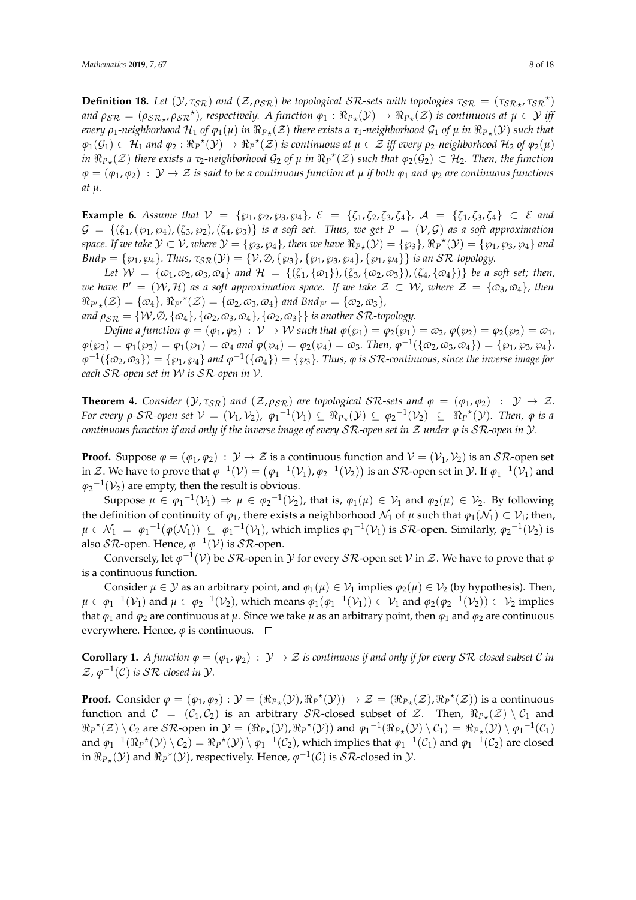**Definition 18.** *Let $(\mathcal{Y}, \tau_{\mathcal{SR}})$ and $(\mathcal{Z}, \rho_{\mathcal{SR}})$ be topological $\mathcal{SR}$-sets with topologies $\tau_{\mathcal{SR}} = (\tau_{\mathcal{SR}\star}, \tau_{\mathcal{SR}}{}^{\star})$ and $\rho_{\mathcal{SR}} = (\rho_{\mathcal{SR}\star}, \rho_{\mathcal{SR}}{}^{\star})$, respectively. A function $\varphi_1 : \Re_{P_\star}(\mathcal{Y}) \to \Re_{P_\star}(\mathcal{Z})$ is continuous at $\mu \in \mathcal{Y}$ iff every $\rho_1$-neighborhood $\mathcal{H}_1$ of $\varphi_1(\mu)$ in $\Re_{P_\star}(\mathcal{Z})$ there exists a $\tau_1$-neighborhood $\mathcal{G}_1$ of $\mu$ in $\Re_{P_\star}(\mathcal{Y})$ such that $\varphi_1(\mathcal{G}_1) \subset \mathcal{H}_1$ and $\varphi_2 : \Re_P{}^{\star}(\mathcal{Y}) \to \Re_P{}^{\star}(\mathcal{Z})$ is continuous at $\mu \in \mathcal{Z}$ iff every $\rho_2$-neighborhood $\mathcal{H}_2$ of $\varphi_2(\mu)$ in $\Re_{P_\star}(\mathcal{Z})$ there exists a $\tau_2$-neighborhood $\mathcal{G}_2$ of $\mu$ in $\Re_P{}^{\star}(\mathcal{Z})$ such that $\varphi_2(\mathcal{G}_2) \subset \mathcal{H}_2$. Then, the function $\varphi = (\varphi_1, \varphi_2) : \mathcal{Y} \to \mathcal{Z}$ is said to be a continuous function at $\mu$ if both $\varphi_1$ and $\varphi_2$ are continuous functions at $\mu$.*

**Example 6.** *Assume that $\mathcal{V} = \{\wp_1, \wp_2, \wp_3, \wp_4\}$, $\mathcal{E} = \{\zeta_1, \zeta_2, \zeta_3, \zeta_4\}$, $\mathcal{A} = \{\zeta_1, \zeta_3, \zeta_4\} \subset \mathcal{E}$ and $\mathcal{G} = \{(\zeta_1, (\wp_1, \wp_4), (\zeta_3, \wp_2), (\zeta_4, \wp_3)\}$ is a soft set. Thus, we get $P = (\mathcal{V}, \mathcal{G})$ as a soft approximation space. If we take $\mathcal{Y} \subset \mathcal{V}$, where $\mathcal{Y} = \{\wp_3, \wp_4\}$, then we have $\Re_{P_\star}(\mathcal{Y}) = \{\wp_3\}$, $\Re_P{}^{\star}(\mathcal{Y}) = \{\wp_1, \wp_3, \wp_4\}$ and $Bnd_P = \{\wp_1, \wp_4\}$. Thus, $\tau_{\mathcal{SR}}(\mathcal{Y}) = \{\mathcal{V}, \emptyset, \{\wp_3\}, \{\wp_1, \wp_3, \wp_4\}, \{\wp_1, \wp_4\}\}$ is an $\mathcal{SR}$-topology.*

*Let $\mathcal{W} = \{\varpi_1, \varpi_2, \varpi_3, \varpi_4\}$ and $\mathcal{H} = \{(\zeta_1, \{\varpi_1\}), (\zeta_3, \{\varpi_2, \varpi_3\}), (\zeta_4, \{\varpi_4\})\}$ be a soft set; then, we have $P' = (\mathcal{W}, \mathcal{H})$ as a soft approximation space. If we take $\mathcal{Z} \subset \mathcal{W}$, where $\mathcal{Z} = \{\varpi_3, \varpi_4\}$, then $\Re_{P'\star}(\mathcal{Z}) = \{\varpi_4\}$, $\Re_{P'}{}^{\star}(\mathcal{Z}) = \{\varpi_2, \varpi_3, \varpi_4\}$ and $Bnd_{P'} = \{\varpi_2, \varpi_3\}$,*
*and $\rho_{\mathcal{SR}} = \{\mathcal{W}, \emptyset, \{\varpi_4\}, \{\varpi_2, \varpi_3, \varpi_4\}, \{\varpi_2, \varpi_3\}\}$ is another $\mathcal{SR}$-topology.*

*Define a function $\varphi = (\varphi_1, \varphi_2) : \mathcal{V} \to \mathcal{W}$ such that $\varphi(\wp_1) = \varphi_2(\wp_1) = \varpi_2$, $\varphi(\wp_2) = \varphi_2(\wp_2) = \varpi_1$, $\varphi(\wp_3) = \varphi_1(\wp_3) = \varphi_1(\wp_1) = \varpi_4$ and $\varphi(\wp_4) = \varphi_2(\wp_4) = \varpi_3$. Then, $\varphi^{-1}(\{\varpi_2, \varpi_3, \varpi_4\}) = \{\wp_1, \wp_3, \wp_4\}$, $\varphi^{-1}(\{\varpi_2, \varpi_3\}) = \{\wp_1, \wp_4\}$ and $\varphi^{-1}(\{\varpi_4\}) = \{\wp_3\}$. Thus, $\varphi$ is $\mathcal{SR}$-continuous, since the inverse image for each $\mathcal{SR}$-open set in $\mathcal{W}$ is $\mathcal{SR}$-open in $\mathcal{V}$.*

**Theorem 4.** *Consider $(\mathcal{Y}, \tau_{\mathcal{SR}})$ and $(\mathcal{Z}, \rho_{\mathcal{SR}})$ are topological $\mathcal{SR}$-sets and $\varphi = (\varphi_1, \varphi_2) : \mathcal{Y} \to \mathcal{Z}$. For every $\rho$-$\mathcal{SR}$-open set $\mathcal{V} = (\mathcal{V}_1, \mathcal{V}_2)$, ${\varphi_1}^{-1}(\mathcal{V}_1) \subseteq \Re_{P_\star}(\mathcal{Y}) \subseteq {\varphi_2}^{-1}(\mathcal{V}_2) \subseteq \Re_P{}^{\star}(\mathcal{Y})$. Then, $\varphi$ is a continuous function if and only if the inverse image of every $\mathcal{SR}$-open set in $\mathcal{Z}$ under $\varphi$ is $\mathcal{SR}$-open in $\mathcal{Y}$.*

**Proof.** Suppose $\varphi = (\varphi_1, \varphi_2) : \mathcal{Y} \to \mathcal{Z}$ is a continuous function and $\mathcal{V} = (\mathcal{V}_1, \mathcal{V}_2)$ is an $\mathcal{SR}$-open set in $\mathcal{Z}$. We have to prove that $\varphi^{-1}(\mathcal{V}) = \left({\varphi_1}^{-1}(\mathcal{V}_1), {\varphi_2}^{-1}(\mathcal{V}_2)\right)$ is an $\mathcal{SR}$-open set in $\mathcal{Y}$. If ${\varphi_1}^{-1}(\mathcal{V}_1)$ and ${\varphi_2}^{-1}(\mathcal{V}_2)$ are empty, then the result is obvious.

Suppose $\mu \in {\varphi_1}^{-1}(\mathcal{V}_1) \Rightarrow \mu \in {\varphi_2}^{-1}(\mathcal{V}_2)$, that is, $\varphi_1(\mu) \in \mathcal{V}_1$ and $\varphi_2(\mu) \in \mathcal{V}_2$. By following the definition of continuity of $\varphi_1$, there exists a neighborhood $\mathcal{N}_1$ of $\mu$ such that $\varphi_1(\mathcal{N}_1) \subset \mathcal{V}_1$; then, $\mu \in \mathcal{N}_1 = {\varphi_1}^{-1}(\varphi(\mathcal{N}_1)) \subseteq {\varphi_1}^{-1}(\mathcal{V}_1)$, which implies ${\varphi_1}^{-1}(\mathcal{V}_1)$ is $\mathcal{SR}$-open. Similarly, ${\varphi_2}^{-1}(\mathcal{V}_2)$ is also $\mathcal{SR}$-open. Hence, $\varphi^{-1}(\mathcal{V})$ is $\mathcal{SR}$-open.

Conversely, let $\varphi^{-1}(\mathcal{V})$ be $\mathcal{SR}$-open in $\mathcal{Y}$ for every $\mathcal{SR}$-open set $\mathcal{V}$ in $\mathcal{Z}$. We have to prove that $\varphi$ is a continuous function.

Consider $\mu \in \mathcal{Y}$ as an arbitrary point, and $\varphi_1(\mu) \in \mathcal{V}_1$ implies $\varphi_2(\mu) \in \mathcal{V}_2$ (by hypothesis). Then, $\mu \in {\varphi_1}^{-1}(\mathcal{V}_1)$ and $\mu \in {\varphi_2}^{-1}(\mathcal{V}_2)$, which means $\varphi_1({\varphi_1}^{-1}(\mathcal{V}_1)) \subset \mathcal{V}_1$ and $\varphi_2({\varphi_2}^{-1}(\mathcal{V}_2)) \subset \mathcal{V}_2$ implies that $\varphi_1$ and $\varphi_2$ are continuous at $\mu$. Since we take $\mu$ as an arbitrary point, then $\varphi_1$ and $\varphi_2$ are continuous everywhere. Hence, $\varphi$ is continuous. $\square$

**Corollary 1.** *A function $\varphi = (\varphi_1, \varphi_2) : \mathcal{Y} \to \mathcal{Z}$ is continuous if and only if for every $\mathcal{SR}$-closed subset $\mathcal{C}$ in $\mathcal{Z}$, $\varphi^{-1}(\mathcal{C})$ is $\mathcal{SR}$-closed in $\mathcal{Y}$.*

**Proof.** Consider $\varphi = (\varphi_1, \varphi_2) : \mathcal{Y} = (\Re_{P_\star}(\mathcal{Y}), \Re_P{}^{\star}(\mathcal{Y})) \to \mathcal{Z} = (\Re_{P_\star}(\mathcal{Z}), \Re_P{}^{\star}(\mathcal{Z}))$ is a continuous function and $\mathcal{C} = (\mathcal{C}_1, \mathcal{C}_2)$ is an arbitrary $\mathcal{SR}$-closed subset of $\mathcal{Z}$. Then, $\Re_{P_\star}(\mathcal{Z}) \setminus \mathcal{C}_1$ and $\Re_P{}^{\star}(\mathcal{Z}) \setminus \mathcal{C}_2$ are $\mathcal{SR}$-open in $\mathcal{Y} = (\Re_{P_\star}(\mathcal{Y}), \Re_P{}^{\star}(\mathcal{Y}))$ and ${\varphi_1}^{-1}(\Re_{P_\star}(\mathcal{Y}) \setminus \mathcal{C}_1) = \Re_{P_\star}(\mathcal{Y}) \setminus {\varphi_1}^{-1}(\mathcal{C}_1)$ and ${\varphi_1}^{-1}(\Re_P{}^{\star}(\mathcal{Y}) \setminus \mathcal{C}_2) = \Re_P{}^{\star}(\mathcal{Y}) \setminus {\varphi_1}^{-1}(\mathcal{C}_2)$, which implies that ${\varphi_1}^{-1}(\mathcal{C}_1)$ and ${\varphi_1}^{-1}(\mathcal{C}_2)$ are closed in $\Re_{P_\star}(\mathcal{Y})$ and $\Re_P{}^{\star}(\mathcal{Y})$, respectively. Hence, $\varphi^{-1}(\mathcal{C})$ is $\mathcal{SR}$-closed in $\mathcal{Y}$.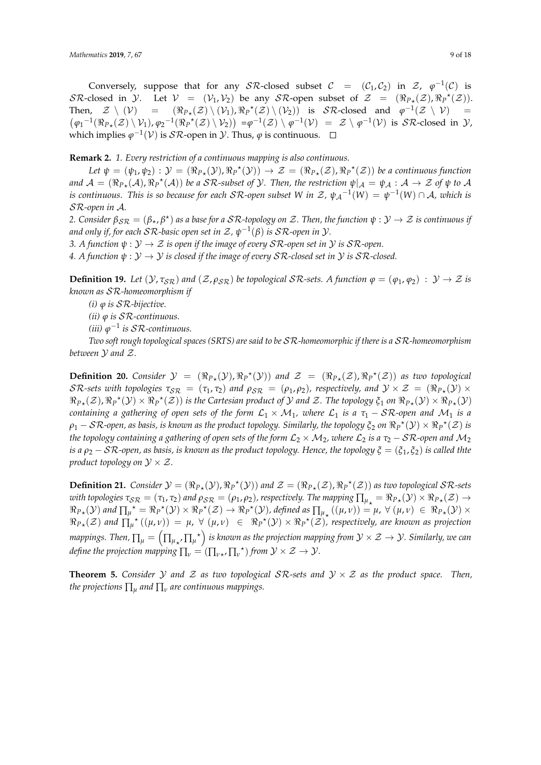Conversely, suppose that for any $\mathcal{SR}$-closed subset $\mathcal{C} = (\mathcal{C}_1, \mathcal{C}_2)$ in $\mathcal{Z}$, $\varphi^{-1}(\mathcal{C})$ is $\mathcal{SR}$-closed in $\mathcal{Y}$. Let $\mathcal{V} = (\mathcal{V}_1, \mathcal{V}_2)$ be any $\mathcal{SR}$-open subset of $\mathcal{Z} = (\Re_{P_\star}(\mathcal{Z}), \Re_P{}^\star(\mathcal{Z}))$. Then, $\mathcal{Z} \setminus (\mathcal{V}) = (\Re_{P_\star}(\mathcal{Z}) \setminus (\mathcal{V}_1), \Re_P{}^\star(\mathcal{Z}) \setminus (\mathcal{V}_2))$ is $\mathcal{SR}$-closed and $\varphi^{-1}(\mathcal{Z} \setminus \mathcal{V}) = (\varphi_1{}^{-1}(\Re_{P_\star}(\mathcal{Z}) \setminus \mathcal{V}_1), \varphi_2{}^{-1}(\Re_P{}^\star(\mathcal{Z}) \setminus \mathcal{V}_2)) = \varphi^{-1}(\mathcal{Z}) \setminus \varphi^{-1}(\mathcal{V}) = \mathcal{Z} \setminus \varphi^{-1}(\mathcal{V})$ is $\mathcal{SR}$-closed in $\mathcal{Y}$, which implies $\varphi^{-1}(\mathcal{V})$ is $\mathcal{SR}$-open in $\mathcal{Y}$. Thus, $\varphi$ is continuous. $\square$

**Remark 2.** *1. Every restriction of a continuous mapping is also continuous.*

*Let $\psi = (\psi_1, \psi_2) : \mathcal{Y} = (\Re_{P_\star}(\mathcal{Y}), \Re_P{}^\star(\mathcal{Y})) \to \mathcal{Z} = (\Re_{P_\star}(\mathcal{Z}), \Re_P{}^\star(\mathcal{Z}))$ be a continuous function and $\mathcal{A} = (\Re_{P_\star}(\mathcal{A}), \Re_P{}^\star(\mathcal{A}))$ be a $\mathcal{SR}$-subset of $\mathcal{Y}$. Then, the restriction $\psi|_\mathcal{A} = \psi_\mathcal{A} : \mathcal{A} \to \mathcal{Z}$ of $\psi$ to $\mathcal{A}$ is continuous. This is so because for each $\mathcal{SR}$-open subset $W$ in $\mathcal{Z}$, $\psi_\mathcal{A}{}^{-1}(W) = \psi^{-1}(W) \cap \mathcal{A}$, which is $\mathcal{SR}$-open in $\mathcal{A}$.*

*2. Consider $\beta_{\mathcal{SR}} = (\beta_\star, \beta^\star)$ as a base for a $\mathcal{SR}$-topology on $\mathcal{Z}$. Then, the function $\psi : \mathcal{Y} \to \mathcal{Z}$ is continuous if and only if, for each $\mathcal{SR}$-basic open set in $\mathcal{Z}$, $\psi^{-1}(\beta)$ is $\mathcal{SR}$-open in $\mathcal{Y}$.*

*3. A function $\psi : \mathcal{Y} \to \mathcal{Z}$ is open if the image of every $\mathcal{SR}$-open set in $\mathcal{Y}$ is $\mathcal{SR}$-open.*

*4. A function $\psi : \mathcal{Y} \to \mathcal{Y}$ is closed if the image of every $\mathcal{SR}$-closed set in $\mathcal{Y}$ is $\mathcal{SR}$-closed.*

**Definition 19.** *Let $(\mathcal{Y}, \tau_{\mathcal{SR}})$ and $(\mathcal{Z}, \rho_{\mathcal{SR}})$ be topological $\mathcal{SR}$-sets. A function $\varphi = (\varphi_1, \varphi_2) : \mathcal{Y} \to \mathcal{Z}$ is known as $\mathcal{SR}$-homeomorphism if*

*(i) $\varphi$ is $\mathcal{SR}$-bijective.*

*(ii) $\varphi$ is $\mathcal{SR}$-continuous.*

*(iii) $\varphi^{-1}$ is $\mathcal{SR}$-continuous.*

*Two soft rough topological spaces (SRTS) are said to be $\mathcal{SR}$-homeomorphic if there is a $\mathcal{SR}$-homeomorphism between $\mathcal{Y}$ and $\mathcal{Z}$.*

**Definition 20.** *Consider $\mathcal{Y} = (\Re_{P_\star}(\mathcal{Y}), \Re_P{}^\star(\mathcal{Y}))$ and $\mathcal{Z} = (\Re_{P_\star}(\mathcal{Z}), \Re_P{}^\star(\mathcal{Z}))$ as two topological $\mathcal{SR}$-sets with topologies $\tau_{\mathcal{SR}} = (\tau_1, \tau_2)$ and $\rho_{\mathcal{SR}} = (\rho_1, \rho_2)$, respectively, and $\mathcal{Y} \times \mathcal{Z} = (\Re_{P_\star}(\mathcal{Y}) \times \Re_{P_\star}(\mathcal{Z}), \Re_P{}^\star(\mathcal{Y}) \times \Re_P{}^\star(\mathcal{Z}))$ is the Cartesian product of $\mathcal{Y}$ and $\mathcal{Z}$. The topology $\xi_1$ on $\Re_{P_\star}(\mathcal{Y}) \times \Re_{P_\star}(\mathcal{Y})$ containing a gathering of open sets of the form $\mathcal{L}_1 \times \mathcal{M}_1$, where $\mathcal{L}_1$ is a $\tau_1 - \mathcal{SR}$-open and $\mathcal{M}_1$ is a $\rho_1 - \mathcal{SR}$-open, as basis, is known as the product topology. Similarly, the topology $\xi_2$ on $\Re_P{}^\star(\mathcal{Y}) \times \Re_P{}^\star(\mathcal{Z})$ is the topology containing a gathering of open sets of the form $\mathcal{L}_2 \times \mathcal{M}_2$, where $\mathcal{L}_2$ is a $\tau_2 - \mathcal{SR}$-open and $\mathcal{M}_2$ is a $\rho_2 - \mathcal{SR}$-open, as basis, is known as the product topology. Hence, the topology $\xi = (\xi_1, \xi_2)$ is called thte product topology on $\mathcal{Y} \times \mathcal{Z}$.*

**Definition 21.** *Consider $\mathcal{Y} = (\Re_{P_\star}(\mathcal{Y}), \Re_P{}^\star(\mathcal{Y}))$ and $\mathcal{Z} = (\Re_{P_\star}(\mathcal{Z}), \Re_P{}^\star(\mathcal{Z}))$ as two topological $\mathcal{SR}$-sets with topologies $\tau_{\mathcal{SR}} = (\tau_1, \tau_2)$ and $\rho_{\mathcal{SR}} = (\rho_1, \rho_2)$, respectively. The mapping $\prod_{\mu_\star} = \Re_{P_\star}(\mathcal{Y}) \times \Re_{P_\star}(\mathcal{Z}) \to \Re_{P_\star}(\mathcal{Y})$ and $\prod_\mu{}^\star = \Re_P{}^\star(\mathcal{Y}) \times \Re_P{}^\star(\mathcal{Z}) \to \Re_P{}^\star(\mathcal{Y})$, defined as $\prod_{\mu_\star}((\mu, \nu)) = \mu$, $\forall\, (\mu, \nu) \in \Re_{P_\star}(\mathcal{Y}) \times \Re_{P_\star}(\mathcal{Z})$ and $\prod_\mu{}^\star((\mu, \nu)) = \mu$, $\forall\, (\mu, \nu) \in \Re_P{}^\star(\mathcal{Y}) \times \Re_P{}^\star(\mathcal{Z})$, respectively, are known as projection mappings. Then, $\prod_\mu = \left(\prod_{\mu_\star}, \prod_\mu{}^\star\right)$ is known as the projection mapping from $\mathcal{Y} \times \mathcal{Z} \to \mathcal{Y}$. Similarly, we can define the projection mapping $\prod_\nu = (\prod_{\nu_\star}, \prod_\nu{}^\star)$ from $\mathcal{Y} \times \mathcal{Z} \to \mathcal{Y}$.*

**Theorem 5.** *Consider $\mathcal{Y}$ and $\mathcal{Z}$ as two topological $\mathcal{SR}$-sets and $\mathcal{Y} \times \mathcal{Z}$ as the product space. Then, the projections $\prod_\mu$ and $\prod_\nu$ are continuous mappings.*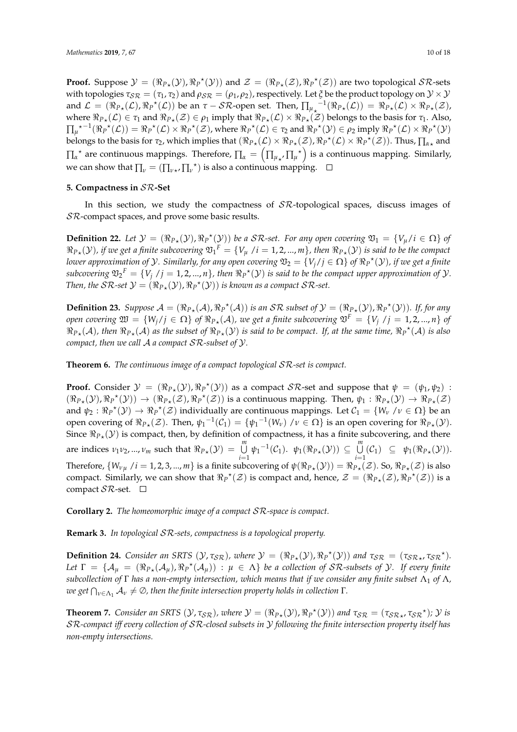**Proof.** Suppose $\mathcal{Y} = (\Re_{P_\star}(\mathcal{Y}), \Re_P{}^\star(\mathcal{Y}))$ and $\mathcal{Z} = (\Re_{P_\star}(\mathcal{Z}), \Re_P{}^\star(\mathcal{Z}))$ are two topological $\mathcal{SR}$-sets with topologies $\tau_{\mathcal{SR}} = (\tau_1, \tau_2)$ and $\rho_{\mathcal{SR}} = (\rho_1, \rho_2)$, respectively. Let $\xi$ be the product topology on $\mathcal{Y} \times \mathcal{Y}$ and $\mathcal{L} = (\Re_{P_\star}(\mathcal{L}), \Re_P{}^\star(\mathcal{L}))$ be an $\tau - \mathcal{SR}$-open set. Then, $\prod_{\mu_\star}{}^{-1}(\Re_{P_\star}(\mathcal{L})) = \Re_{P_\star}(\mathcal{L}) \times \Re_{P_\star}(\mathcal{Z})$, where $\Re_{P_\star}(\mathcal{L}) \in \tau_1$ and $\Re_{P_\star}(\mathcal{Z}) \in \rho_1$ imply that $\Re_{P_\star}(\mathcal{L}) \times \Re_{P_\star}(\mathcal{Z})$ belongs to the basis for $\tau_1$. Also, $\prod_\mu{}^{\star-1}(\Re_P{}^\star(\mathcal{L})) = \Re_P{}^\star(\mathcal{L}) \times \Re_P{}^\star(\mathcal{Z})$, where $\Re_P{}^\star(\mathcal{L}) \in \tau_2$ and $\Re_P{}^\star(\mathcal{Y}) \in \rho_2$ imply $\Re_P{}^\star(\mathcal{L}) \times \Re_P{}^\star(\mathcal{Y})$ belongs to the basis for $\tau_2$, which implies that $(\Re_{P_\star}(\mathcal{L}) \times \Re_{P_\star}(\mathcal{Z}), \Re_P{}^\star(\mathcal{L}) \times \Re_P{}^\star(\mathcal{Z}))$. Thus, $\prod_{\alpha\star}$ and $\prod_\alpha{}^\star$ are continuous mappings. Therefore, $\prod_\alpha = \left(\prod_{\mu_\star}, \prod_\mu{}^\star\right)$ is a continuous mapping. Similarly, we can show that $\prod_\nu = (\prod_{\nu\star}, \prod_\nu{}^\star)$ is also a continuous mapping. □

## 5. Compactness in $\mathcal{SR}$-Set

In this section, we study the compactness of $\mathcal{SR}$-topological spaces, discuss images of $\mathcal{SR}$-compact spaces, and prove some basic results.

**Definition 22.** *Let $\mathcal{Y} = (\Re_{P_\star}(\mathcal{Y}), \Re_P{}^\star(\mathcal{Y}))$ be a $\mathcal{SR}$-set. For any open covering $\mathfrak{V}_1 = \{V_\mu / i \in \Omega\}$ of $\Re_{P_\star}(\mathcal{Y})$, if we get a finite subcovering $\mathfrak{V}_1{}^F = \{V_\mu \ / i = 1, 2, ..., m\}$, then $\Re_{P_\star}(\mathcal{Y})$ is said to be the compact lower approximation of $\mathcal{Y}$. Similarly, for any open covering $\mathfrak{V}_2 = \{V_j / j \in \Omega\}$ of $\Re_P{}^\star(\mathcal{Y})$, if we get a finite subcovering $\mathfrak{V}_2{}^F = \{V_j \ / j = 1, 2, ..., n\}$, then $\Re_P{}^\star(\mathcal{Y})$ is said to be the compact upper approximation of $\mathcal{Y}$. Then, the $\mathcal{SR}$-set $\mathcal{Y} = (\Re_{P_\star}(\mathcal{Y}), \Re_P{}^\star(\mathcal{Y}))$ is known as a compact $\mathcal{SR}$-set.*

**Definition 23.** *Suppose $\mathcal{A} = (\Re_{P_\star}(\mathcal{A}), \Re_P{}^\star(\mathcal{A}))$ is an $\mathcal{SR}$ subset of $\mathcal{Y} = (\Re_{P_\star}(\mathcal{Y}), \Re_P{}^\star(\mathcal{Y}))$. If, for any open covering $\mathfrak{W} = \{W_j / j \in \Omega\}$ of $\Re_{P_\star}(\mathcal{A})$, we get a finite subcovering $\mathfrak{V}^F = \{V_j \ / j = 1, 2, ..., n\}$ of $\Re_{P_\star}(\mathcal{A})$, then $\Re_{P_\star}(\mathcal{A})$ as the subset of $\Re_{P_\star}(\mathcal{Y})$ is said to be compact. If, at the same time, $\Re_P{}^\star(\mathcal{A})$ is also compact, then we call $\mathcal{A}$ a compact $\mathcal{SR}$-subset of $\mathcal{Y}$.*

**Theorem 6.** *The continuous image of a compact topological $\mathcal{SR}$-set is compact.*

**Proof.** Consider $\mathcal{Y} = (\Re_{P_\star}(\mathcal{Y}), \Re_P{}^\star(\mathcal{Y}))$ as a compact $\mathcal{SR}$-set and suppose that $\psi = (\psi_1, \psi_2)$ : $(\Re_{P_\star}(\mathcal{Y}), \Re_P{}^\star(\mathcal{Y})) \to (\Re_{P_\star}(\mathcal{Z}), \Re_P{}^\star(\mathcal{Z}))$ is a continuous mapping. Then, $\psi_1 : \Re_{P_\star}(\mathcal{Y}) \to \Re_{P_\star}(\mathcal{Z})$ and $\psi_2 : \Re_P{}^\star(\mathcal{Y}) \to \Re_P{}^\star(\mathcal{Z})$ individually are continuous mappings. Let $\mathcal{C}_1 = \{W_\nu \ / \nu \in \Omega\}$ be an open covering of $\Re_{P_\star}(\mathcal{Z})$. Then, $\psi_1{}^{-1}(\mathcal{C}_1) = \{\psi_1{}^{-1}(W_\nu) \ / \nu \in \Omega\}$ is an open covering for $\Re_{P_\star}(\mathcal{Y})$. Since $\Re_{P_\star}(\mathcal{Y})$ is compact, then, by definition of compactness, it has a finite subcovering, and there are indices $\nu_1 \nu_2, ..., \nu_m$ such that $\Re_{P_\star}(\mathcal{Y}) = \bigcup_{i=1}^{m} \psi_1{}^{-1}(\mathcal{C}_1)$. $\psi_1(\Re_{P_\star}(\mathcal{Y})) \subseteq \bigcup_{i=1}^{m} (\mathcal{C}_1) \subseteq \psi_1(\Re_{P_\star}(\mathcal{Y}))$. Therefore, $\{W_{\nu\mu} \ / i = 1, 2, 3, ..., m\}$ is a finite subcovering of $\psi(\Re_{P_\star}(\mathcal{Y})) = \Re_{P_\star}(\mathcal{Z})$. So, $\Re_{P_\star}(\mathcal{Z})$ is also compact. Similarly, we can show that $\Re_P{}^\star(\mathcal{Z})$ is compact and, hence, $\mathcal{Z} = (\Re_{P_\star}(\mathcal{Z}), \Re_P{}^\star(\mathcal{Z}))$ is a compact $\mathcal{SR}$-set. □

**Corollary 2.** *The homeomorphic image of a compact $\mathcal{SR}$-space is compact.*

**Remark 3.** *In topological $\mathcal{SR}$-sets, compactness is a topological property.*

**Definition 24.** *Consider an SRTS $(\mathcal{Y}, \tau_{\mathcal{SR}})$, where $\mathcal{Y} = (\Re_{P_\star}(\mathcal{Y}), \Re_P{}^\star(\mathcal{Y}))$ and $\tau_{\mathcal{SR}} = (\tau_{\mathcal{SR}\star}, \tau_{\mathcal{SR}}{}^\star)$. Let $\Gamma = \{\mathcal{A}_\mu = (\Re_{P_\star}(\mathcal{A}_\mu), \Re_P{}^\star(\mathcal{A}_\mu)) : \mu \in \Lambda\}$ be a collection of $\mathcal{SR}$-subsets of $\mathcal{Y}$. If every finite subcollection of $\Gamma$ has a non-empty intersection, which means that if we consider any finite subset $\Lambda_1$ of $\Lambda$, we get $\bigcap_{\nu \in \Lambda_1} \mathcal{A}_\nu \neq \emptyset$, then the finite intersection property holds in collection $\Gamma$.*

**Theorem 7.** *Consider an SRTS $(\mathcal{Y}, \tau_{\mathcal{SR}})$, where $\mathcal{Y} = (\Re_{P_\star}(\mathcal{Y}), \Re_P{}^\star(\mathcal{Y}))$ and $\tau_{\mathcal{SR}} = (\tau_{\mathcal{SR}\star}, \tau_{\mathcal{SR}}{}^\star)$; $\mathcal{Y}$ is $\mathcal{SR}$-compact iff every collection of $\mathcal{SR}$-closed subsets in $\mathcal{Y}$ following the finite intersection property itself has non-empty intersections.*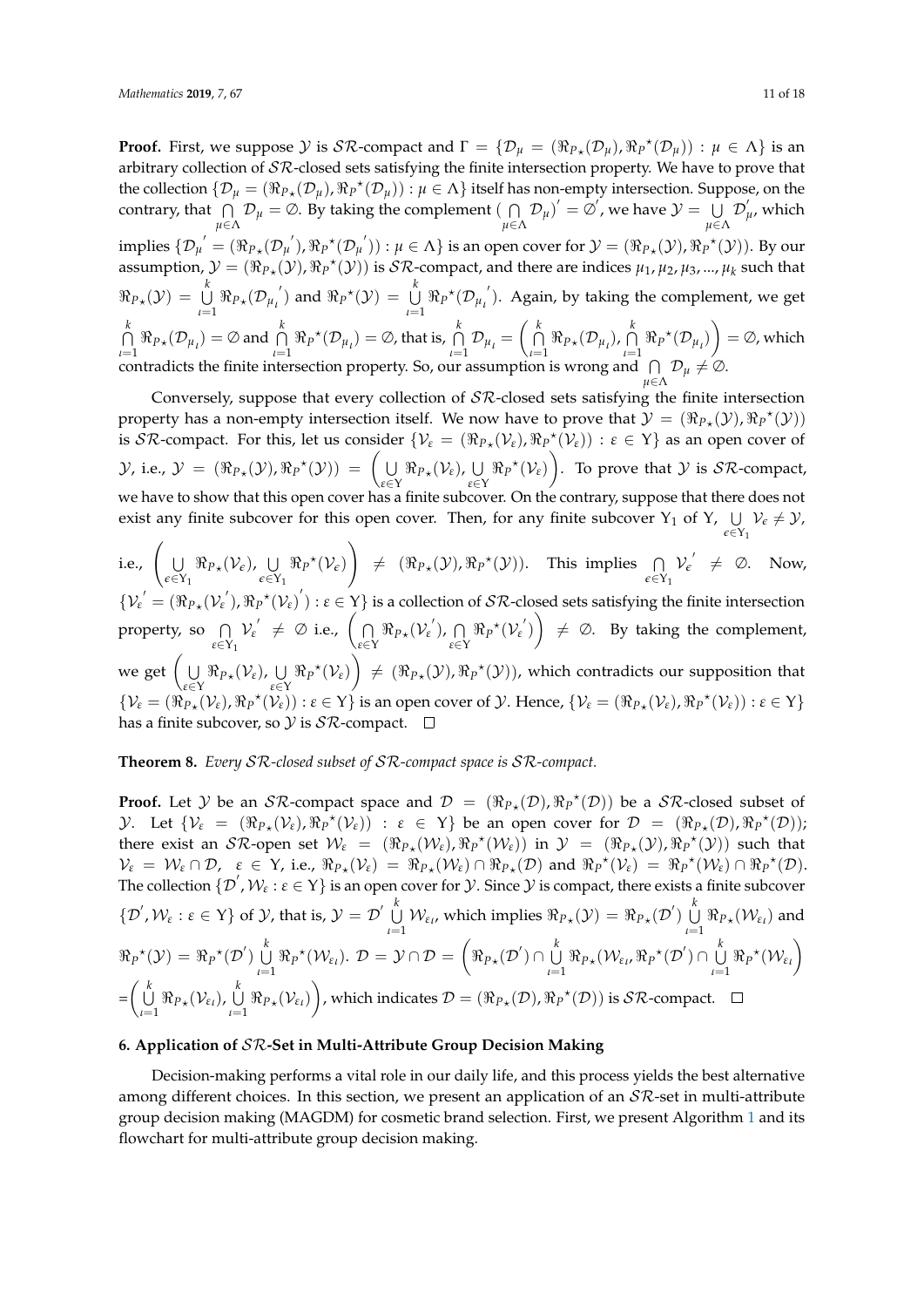**Proof.** First, we suppose $\mathcal{Y}$ is $\mathcal{SR}$-compact and $\Gamma = \{\mathcal{D}_\mu = (\Re_{P_\star}(\mathcal{D}_\mu), \Re_{P^\star}(\mathcal{D}_\mu)) : \mu \in \Lambda\}$ is an arbitrary collection of $\mathcal{SR}$-closed sets satisfying the finite intersection property. We have to prove that the collection $\{\mathcal{D}_\mu = (\Re_{P_\star}(\mathcal{D}_\mu), \Re_{P^\star}(\mathcal{D}_\mu)) : \mu \in \Lambda\}$ itself has non-empty intersection. Suppose, on the contrary, that $\bigcap_{\mu \in \Lambda} \mathcal{D}_\mu = \emptyset$. By taking the complement $(\bigcap_{\mu \in \Lambda} \mathcal{D}_\mu)' = \emptyset'$, we have $\mathcal{Y} = \bigcup_{\mu \in \Lambda} \mathcal{D}'_\mu$, which implies $\{\mathcal{D}_\mu{}' = (\Re_{P_\star}(\mathcal{D}_\mu{}'), \Re_{P^\star}(\mathcal{D}_\mu{}')) : \mu \in \Lambda\}$ is an open cover for $\mathcal{Y} = (\Re_{P_\star}(\mathcal{Y}), \Re_{P^\star}(\mathcal{Y}))$. By our assumption, $\mathcal{Y} = (\Re_{P_\star}(\mathcal{Y}), \Re_{P^\star}(\mathcal{Y}))$ is $\mathcal{SR}$-compact, and there are indices $\mu_1, \mu_2, \mu_3, ..., \mu_k$ such that $\Re_{P_\star}(\mathcal{Y}) = \bigcup_{\iota=1}^{k} \Re_{P_\star}(\mathcal{D}_{\mu_\iota}{}')$ and $\Re_{P^\star}(\mathcal{Y}) = \bigcup_{\iota=1}^{k} \Re_{P^\star}(\mathcal{D}_{\mu_\iota}{}')$. Again, by taking the complement, we get $\bigcap_{\iota=1}^{k} \Re_{P_\star}(\mathcal{D}_{\mu_\iota}) = \emptyset$ and $\bigcap_{\iota=1}^{k} \Re_{P^\star}(\mathcal{D}_{\mu_\iota}) = \emptyset$, that is, $\bigcap_{\iota=1}^{k} \mathcal{D}_{\mu_\iota} = \left(\bigcap_{\iota=1}^{k} \Re_{P_\star}(\mathcal{D}_{\mu_\iota}), \bigcap_{\iota=1}^{k} \Re_{P^\star}(\mathcal{D}_{\mu_\iota})\right) = \emptyset$, which contradicts the finite intersection property. So, our assumption is wrong and $\bigcap_{\mu \in \Lambda} \mathcal{D}_\mu \neq \emptyset$.

Conversely, suppose that every collection of $\mathcal{SR}$-closed sets satisfying the finite intersection property has a non-empty intersection itself. We now have to prove that $\mathcal{Y} = (\Re_{P_\star}(\mathcal{Y}), \Re_{P^\star}(\mathcal{Y}))$ is $\mathcal{SR}$-compact. For this, let us consider $\{\mathcal{V}_\varepsilon = (\Re_{P_\star}(\mathcal{V}_\varepsilon), \Re_{P^\star}(\mathcal{V}_\varepsilon)) : \varepsilon \in \Upsilon\}$ as an open cover of $\mathcal{Y}$, i.e., $\mathcal{Y} = (\Re_{P_\star}(\mathcal{Y}), \Re_{P^\star}(\mathcal{Y})) = \left(\bigcup_{\varepsilon \in \Upsilon} \Re_{P_\star}(\mathcal{V}_\varepsilon), \bigcup_{\varepsilon \in \Upsilon} \Re_{P^\star}(\mathcal{V}_\varepsilon)\right)$. To prove that $\mathcal{Y}$ is $\mathcal{SR}$-compact, we have to show that this open cover has a finite subcover. On the contrary, suppose that there does not exist any finite subcover for this open cover. Then, for any finite subcover $\Upsilon_1$ of $\Upsilon$, $\bigcup_{\epsilon \in \Upsilon_1} \mathcal{V}_\epsilon \neq \mathcal{Y}$, i.e., $\left(\bigcup_{\epsilon \in \Upsilon_1} \Re_{P_\star}(\mathcal{V}_\epsilon), \bigcup_{\epsilon \in \Upsilon_1} \Re_{P^\star}(\mathcal{V}_\epsilon)\right) \neq (\Re_{P_\star}(\mathcal{Y}), \Re_{P^\star}(\mathcal{Y}))$. This implies $\bigcap_{\epsilon \in \Upsilon_1} \mathcal{V}_\epsilon{}' \neq \emptyset$. Now, $\{\mathcal{V}_\varepsilon{}' = (\Re_{P_\star}(\mathcal{V}_\varepsilon{}'), \Re_{P^\star}(\mathcal{V}_\varepsilon)') : \varepsilon \in \Upsilon\}$ is a collection of $\mathcal{SR}$-closed sets satisfying the finite intersection property, so $\bigcap_{\varepsilon \in \Upsilon_1} \mathcal{V}_\varepsilon{}' \neq \emptyset$ i.e., $\left(\bigcap_{\varepsilon \in \Upsilon} \Re_{P_\star}(\mathcal{V}_\varepsilon{}'), \bigcap_{\varepsilon \in \Upsilon} \Re_{P^\star}(\mathcal{V}_\varepsilon{}')\right) \neq \emptyset$. By taking the complement, we get $\left(\bigcup_{\varepsilon \in \Upsilon} \Re_{P_\star}(\mathcal{V}_\varepsilon), \bigcup_{\varepsilon \in \Upsilon} \Re_{P^\star}(\mathcal{V}_\varepsilon)\right) \neq (\Re_{P_\star}(\mathcal{Y}), \Re_{P^\star}(\mathcal{Y}))$, which contradicts our supposition that $\{\mathcal{V}_\varepsilon = (\Re_{P_\star}(\mathcal{V}_\varepsilon), \Re_{P^\star}(\mathcal{V}_\varepsilon)) : \varepsilon \in \Upsilon\}$ is an open cover of $\mathcal{Y}$. Hence, $\{\mathcal{V}_\varepsilon = (\Re_{P_\star}(\mathcal{V}_\varepsilon), \Re_{P^\star}(\mathcal{V}_\varepsilon)) : \varepsilon \in \Upsilon\}$ has a finite subcover, so $\mathcal{Y}$ is $\mathcal{SR}$-compact. □

**Theorem 8.** *Every $\mathcal{SR}$-closed subset of $\mathcal{SR}$-compact space is $\mathcal{SR}$-compact.*

**Proof.** Let $\mathcal{Y}$ be an $\mathcal{SR}$-compact space and $\mathcal{D} = (\Re_{P_\star}(\mathcal{D}), \Re_{P^\star}(\mathcal{D}))$ be a $\mathcal{SR}$-closed subset of $\mathcal{Y}$. Let $\{\mathcal{V}_\varepsilon = (\Re_{P_\star}(\mathcal{V}_\varepsilon), \Re_{P^\star}(\mathcal{V}_\varepsilon)) : \varepsilon \in \Upsilon\}$ be an open cover for $\mathcal{D} = (\Re_{P_\star}(\mathcal{D}), \Re_{P^\star}(\mathcal{D}))$; there exist an $\mathcal{SR}$-open set $\mathcal{W}_\varepsilon = (\Re_{P_\star}(\mathcal{W}_\varepsilon), \Re_{P^\star}(\mathcal{W}_\varepsilon))$ in $\mathcal{Y} = (\Re_{P_\star}(\mathcal{Y}), \Re_{P^\star}(\mathcal{Y}))$ such that $\mathcal{V}_\varepsilon = \mathcal{W}_\varepsilon \cap \mathcal{D}$, $\varepsilon \in \Upsilon$, i.e., $\Re_{P_\star}(\mathcal{V}_\varepsilon) = \Re_{P_\star}(\mathcal{W}_\varepsilon) \cap \Re_{P_\star}(\mathcal{D})$ and $\Re_{P^\star}(\mathcal{V}_\varepsilon) = \Re_{P^\star}(\mathcal{W}_\varepsilon) \cap \Re_{P^\star}(\mathcal{D})$. The collection $\{\mathcal{D}', \mathcal{W}_\varepsilon : \varepsilon \in \Upsilon\}$ is an open cover for $\mathcal{Y}$. Since $\mathcal{Y}$ is compact, there exists a finite subcover $\{\mathcal{D}', \mathcal{W}_\varepsilon : \varepsilon \in \Upsilon\}$ of $\mathcal{Y}$, that is, $\mathcal{Y} = \mathcal{D}' \bigcup_{\iota=1}^{k} \mathcal{W}_{\varepsilon_\iota}$, which implies $\Re_{P_\star}(\mathcal{Y}) = \Re_{P_\star}(\mathcal{D}') \bigcup_{\iota=1}^{k} \Re_{P_\star}(\mathcal{W}_{\varepsilon_\iota})$ and $\Re_{P^\star}(\mathcal{Y}) = \Re_{P^\star}(\mathcal{D}') \bigcup_{\iota=1}^{k} \Re_{P^\star}(\mathcal{W}_{\varepsilon_\iota})$. $\mathcal{D} = \mathcal{Y} \cap \mathcal{D} = \left(\Re_{P_\star}(\mathcal{D}') \cap \bigcup_{\iota=1}^{k} \Re_{P_\star}(\mathcal{W}_{\varepsilon_\iota}, \Re_{P^\star}(\mathcal{D}') \cap \bigcup_{\iota=1}^{k} \Re_{P^\star}(\mathcal{W}_{\varepsilon_\iota}\right)$ $= \left(\bigcup_{\iota=1}^{k} \Re_{P_\star}(\mathcal{V}_{\varepsilon_\iota}), \bigcup_{\iota=1}^{k} \Re_{P_\star}(\mathcal{V}_{\varepsilon_\iota})\right)$, which indicates $\mathcal{D} = (\Re_{P_\star}(\mathcal{D}), \Re_{P^\star}(\mathcal{D}))$ is $\mathcal{SR}$-compact. □

## 6. Application of $\mathcal{SR}$-Set in Multi-Attribute Group Decision Making

Decision-making performs a vital role in our daily life, and this process yields the best alternative among different choices. In this section, we present an application of an $\mathcal{SR}$-set in multi-attribute group decision making (MAGDM) for cosmetic brand selection. First, we present Algorithm 1 and its flowchart for multi-attribute group decision making.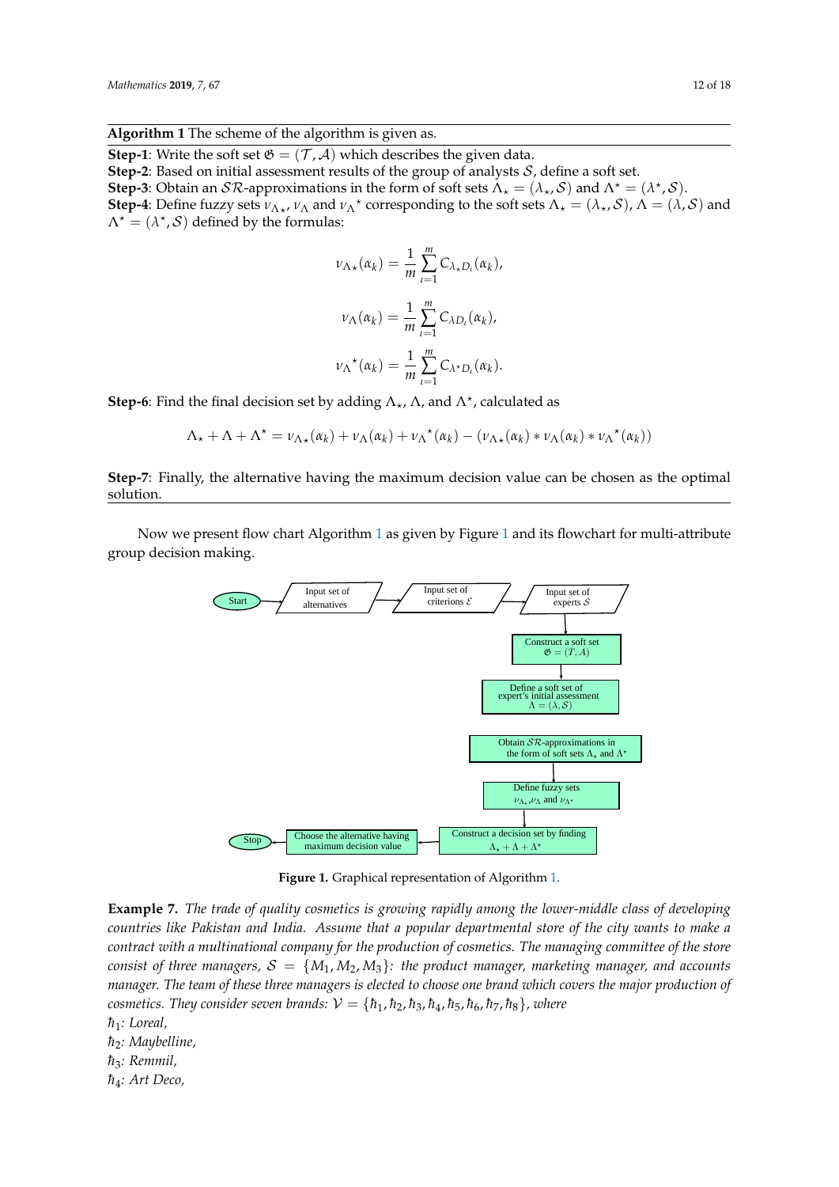**Algorithm 1** The scheme of the algorithm is given as.

**Step-1**: Write the soft set $\mathfrak{G} = (\mathcal{T}, \mathcal{A})$ which describes the given data.
**Step-2**: Based on initial assessment results of the group of analysts $\mathcal{S}$, define a soft set.
**Step-3**: Obtain an $\mathcal{SR}$-approximations in the form of soft sets $\Lambda_\star = (\lambda_\star, \mathcal{S})$ and $\Lambda^\star = (\lambda^\star, \mathcal{S})$.
**Step-4**: Define fuzzy sets $\nu_{\Lambda_\star}$, $\nu_\Lambda$ and $\nu_\Lambda{}^\star$ corresponding to the soft sets $\Lambda_\star = (\lambda_\star, \mathcal{S})$, $\Lambda = (\lambda, \mathcal{S})$ and $\Lambda^\star = (\lambda^\star, \mathcal{S})$ defined by the formulas:

$$\nu_{\Lambda_\star}(\alpha_k) = \frac{1}{m}\sum_{\iota=1}^{m} C_{\lambda_\star D_\iota}(\alpha_k),$$

$$\nu_{\Lambda}(\alpha_k) = \frac{1}{m}\sum_{\iota=1}^{m} C_{\lambda D_\iota}(\alpha_k),$$

$$\nu_{\Lambda}{}^\star(\alpha_k) = \frac{1}{m}\sum_{\iota=1}^{m} C_{\lambda^\star D_\iota}(\alpha_k).$$

**Step-6**: Find the final decision set by adding $\Lambda_\star$, $\Lambda$, and $\Lambda^\star$, calculated as

$$\Lambda_\star + \Lambda + \Lambda^\star = \nu_{\Lambda_\star}(\alpha_k) + \nu_{\Lambda}(\alpha_k) + \nu_{\Lambda}{}^\star(\alpha_k) - (\nu_{\Lambda_\star}(\alpha_k) * \nu_{\Lambda}(\alpha_k) * \nu_{\Lambda}{}^\star(\alpha_k))$$

**Step-7**: Finally, the alternative having the maximum decision value can be chosen as the optimal solution.

Now we present flow chart Algorithm 1 as given by Figure 1 and its flowchart for multi-attribute group decision making.

Start → Input set of alternatives → Input set of criterions $\mathcal{E}$ → Input set of experts $\mathcal{S}$ → Construct a soft set $\mathfrak{G} = (T, A)$ → Define a soft set of expert's initial assessment $\Lambda = (\lambda, \mathcal{S})$ → Obtain $\mathcal{SR}$-approximations in the form of soft sets $\Lambda_\star$ and $\Lambda^\star$ → Define fuzzy sets $\nu_{\Lambda_\star}$, $\nu_\Lambda$ and $\nu_{\Lambda^\star}$ → Construct a decision set by finding $\Lambda_\star + \Lambda + \Lambda^\star$ → Choose the alternative having maximum decision value → Stop

**Figure 1.** Graphical representation of Algorithm 1.

**Example 7.** *The trade of quality cosmetics is growing rapidly among the lower-middle class of developing countries like Pakistan and India. Assume that a popular departmental store of the city wants to make a contract with a multinational company for the production of cosmetics. The managing committee of the store consist of three managers, $\mathcal{S} = \{M_1, M_2, M_3\}$: the product manager, marketing manager, and accounts manager. The team of these three managers is elected to choose one brand which covers the major production of cosmetics. They consider seven brands: $\mathcal{V} = \{\hbar_1, \hbar_2, \hbar_3, \hbar_4, \hbar_5, \hbar_6, \hbar_7, \hbar_8\}$, where*
$\hbar_1$: *Loreal,*
$\hbar_2$: *Maybelline,*
$\hbar_3$: *Remmil,*
$\hbar_4$: *Art Deco,*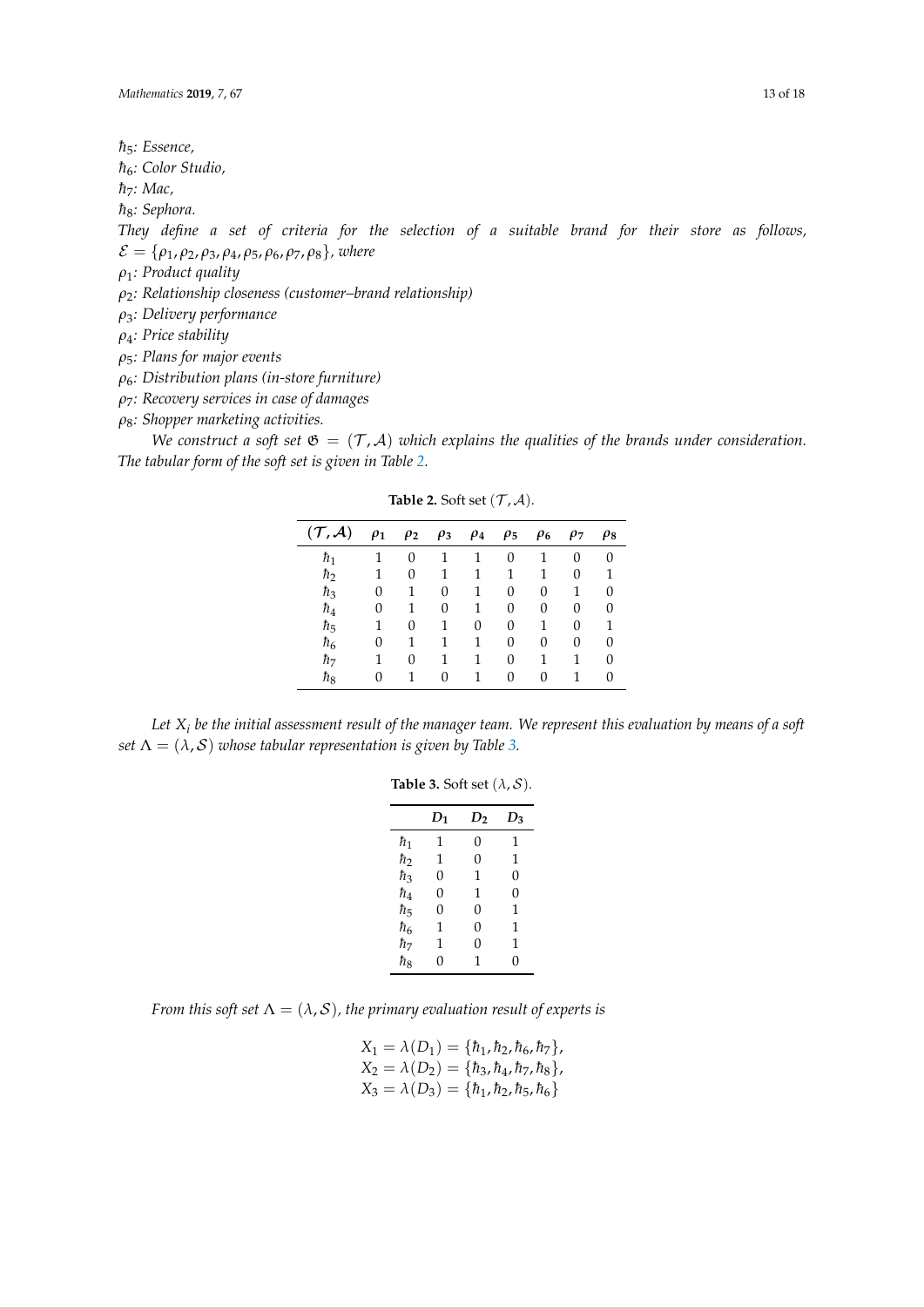*$\hbar_5$: Essence,*
*$\hbar_6$: Color Studio,*
*$\hbar_7$: Mac,*
*$\hbar_8$: Sephora.*

*They define a set of criteria for the selection of a suitable brand for their store as follows, $\mathcal{E} = \{\rho_1, \rho_2, \rho_3, \rho_4, \rho_5, \rho_6, \rho_7, \rho_8\}$, where*

*$\rho_1$: Product quality*
*$\rho_2$: Relationship closeness (customer–brand relationship)*
*$\rho_3$: Delivery performance*
*$\rho_4$: Price stability*
*$\rho_5$: Plans for major events*
*$\rho_6$: Distribution plans (in-store furniture)*
*$\rho_7$: Recovery services in case of damages*
*$\rho_8$: Shopper marketing activities.*

*We construct a soft set $\mathfrak{G} = (\mathcal{T}, \mathcal{A})$ which explains the qualities of the brands under consideration. The tabular form of the soft set is given in Table 2.*

**Table 2.** Soft set $(\mathcal{T}, \mathcal{A})$.

| $(\mathcal{T}, \mathcal{A})$ | $\rho_1$ | $\rho_2$ | $\rho_3$ | $\rho_4$ | $\rho_5$ | $\rho_6$ | $\rho_7$ | $\rho_8$ |
|---|---|---|---|---|---|---|---|---|
| $\hbar_1$ | 1 | 0 | 1 | 1 | 0 | 1 | 0 | 0 |
| $\hbar_2$ | 1 | 0 | 1 | 1 | 1 | 1 | 0 | 1 |
| $\hbar_3$ | 0 | 1 | 0 | 1 | 0 | 0 | 1 | 0 |
| $\hbar_4$ | 0 | 1 | 0 | 1 | 0 | 0 | 0 | 0 |
| $\hbar_5$ | 1 | 0 | 1 | 0 | 0 | 1 | 0 | 1 |
| $\hbar_6$ | 0 | 1 | 1 | 1 | 0 | 0 | 0 | 0 |
| $\hbar_7$ | 1 | 0 | 1 | 1 | 0 | 1 | 1 | 0 |
| $\hbar_8$ | 0 | 1 | 0 | 1 | 0 | 0 | 1 | 0 |

*Let $X_i$ be the initial assessment result of the manager team. We represent this evaluation by means of a soft set $\Lambda = (\lambda, \mathcal{S})$ whose tabular representation is given by Table 3.*

**Table 3.** Soft set $(\lambda, \mathcal{S})$.

| | $D_1$ | $D_2$ | $D_3$ |
|---|---|---|---|
| $\hbar_1$ | 1 | 0 | 1 |
| $\hbar_2$ | 1 | 0 | 1 |
| $\hbar_3$ | 0 | 1 | 0 |
| $\hbar_4$ | 0 | 1 | 0 |
| $\hbar_5$ | 0 | 0 | 1 |
| $\hbar_6$ | 1 | 0 | 1 |
| $\hbar_7$ | 1 | 0 | 1 |
| $\hbar_8$ | 0 | 1 | 0 |

*From this soft set $\Lambda = (\lambda, \mathcal{S})$, the primary evaluation result of experts is*

$$X_1 = \lambda(D_1) = \{\hbar_1, \hbar_2, \hbar_6, \hbar_7\},$$
$$X_2 = \lambda(D_2) = \{\hbar_3, \hbar_4, \hbar_7, \hbar_8\},$$
$$X_3 = \lambda(D_3) = \{\hbar_1, \hbar_2, \hbar_5, \hbar_6\}$$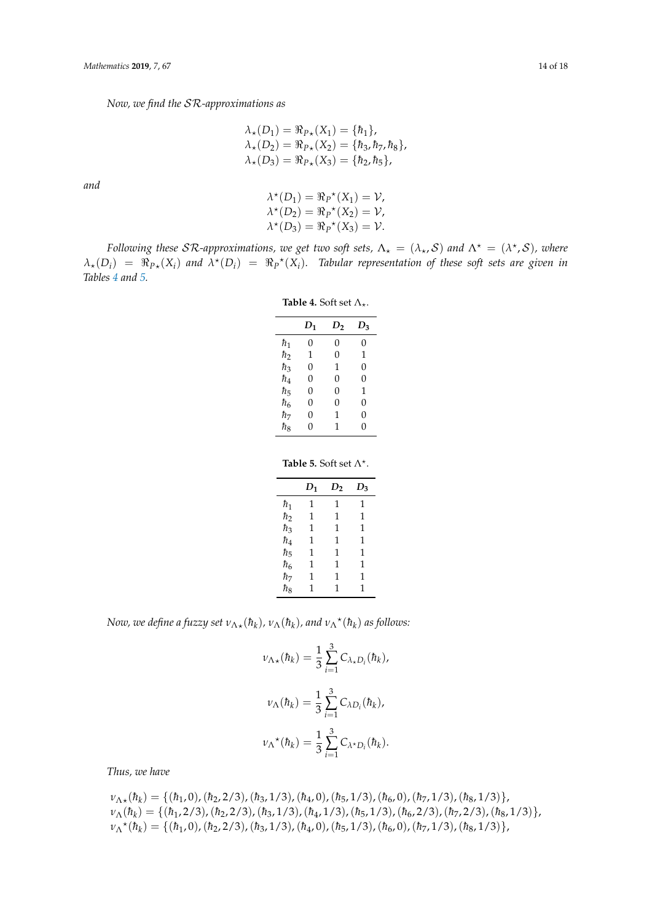*Now, we find the $\mathcal{SR}$-approximations as*

$$\lambda_\star(D_1) = \Re_{P_\star}(X_1) = \{\hbar_1\},$$
$$\lambda_\star(D_2) = \Re_{P_\star}(X_2) = \{\hbar_3, \hbar_7, \hbar_8\},$$
$$\lambda_\star(D_3) = \Re_{P_\star}(X_3) = \{\hbar_2, \hbar_5\},$$

*and*

$$\lambda^\star(D_1) = \Re_{P}{}^\star(X_1) = \mathcal{V},$$
$$\lambda^\star(D_2) = \Re_{P}{}^\star(X_2) = \mathcal{V},$$
$$\lambda^\star(D_3) = \Re_{P}{}^\star(X_3) = \mathcal{V}.$$

*Following these $\mathcal{SR}$-approximations, we get two soft sets, $\Lambda_\star = (\lambda_\star, \mathcal{S})$ and $\Lambda^\star = (\lambda^\star, \mathcal{S})$, where $\lambda_\star(D_i) = \Re_{P_\star}(X_i)$ and $\lambda^\star(D_i) = \Re_{P}{}^\star(X_i)$. Tabular representation of these soft sets are given in Tables 4 and 5.*

**Table 4.** Soft set $\Lambda_\star$.

| | $D_1$ | $D_2$ | $D_3$ |
|---|---|---|---|
| $\hbar_1$ | 0 | 0 | 0 |
| $\hbar_2$ | 1 | 0 | 1 |
| $\hbar_3$ | 0 | 1 | 0 |
| $\hbar_4$ | 0 | 0 | 0 |
| $\hbar_5$ | 0 | 0 | 1 |
| $\hbar_6$ | 0 | 0 | 0 |
| $\hbar_7$ | 0 | 1 | 0 |
| $\hbar_8$ | 0 | 1 | 0 |

**Table 5.** Soft set $\Lambda^\star$.

| | $D_1$ | $D_2$ | $D_3$ |
|---|---|---|---|
| $\hbar_1$ | 1 | 1 | 1 |
| $\hbar_2$ | 1 | 1 | 1 |
| $\hbar_3$ | 1 | 1 | 1 |
| $\hbar_4$ | 1 | 1 | 1 |
| $\hbar_5$ | 1 | 1 | 1 |
| $\hbar_6$ | 1 | 1 | 1 |
| $\hbar_7$ | 1 | 1 | 1 |
| $\hbar_8$ | 1 | 1 | 1 |

*Now, we define a fuzzy set $\nu_{\Lambda_\star}(\hbar_k)$, $\nu_{\Lambda}(\hbar_k)$, and $\nu_{\Lambda^\star}(\hbar_k)$ as follows:*

$$\nu_{\Lambda_\star}(\hbar_k) = \frac{1}{3}\sum_{i=1}^{3} C_{\lambda_\star D_i}(\hbar_k),$$

$$\nu_{\Lambda}(\hbar_k) = \frac{1}{3}\sum_{i=1}^{3} C_{\lambda D_i}(\hbar_k),$$

$$\nu_{\Lambda^\star}(\hbar_k) = \frac{1}{3}\sum_{i=1}^{3} C_{\lambda^\star D_i}(\hbar_k).$$

*Thus, we have*

$$\nu_{\Lambda_\star}(\hbar_k) = \{(\hbar_1, 0), (\hbar_2, 2/3), (\hbar_3, 1/3), (\hbar_4, 0), (\hbar_5, 1/3), (\hbar_6, 0), (\hbar_7, 1/3), (\hbar_8, 1/3)\},$$
$$\nu_{\Lambda}(\hbar_k) = \{(\hbar_1, 2/3), (\hbar_2, 2/3), (\hbar_3, 1/3), (\hbar_4, 1/3), (\hbar_5, 1/3), (\hbar_6, 2/3), (\hbar_7, 2/3), (\hbar_8, 1/3)\},$$
$$\nu_{\Lambda^\star}(\hbar_k) = \{(\hbar_1, 0), (\hbar_2, 2/3), (\hbar_3, 1/3), (\hbar_4, 0), (\hbar_5, 1/3), (\hbar_6, 0), (\hbar_7, 1/3), (\hbar_8, 1/3)\},$$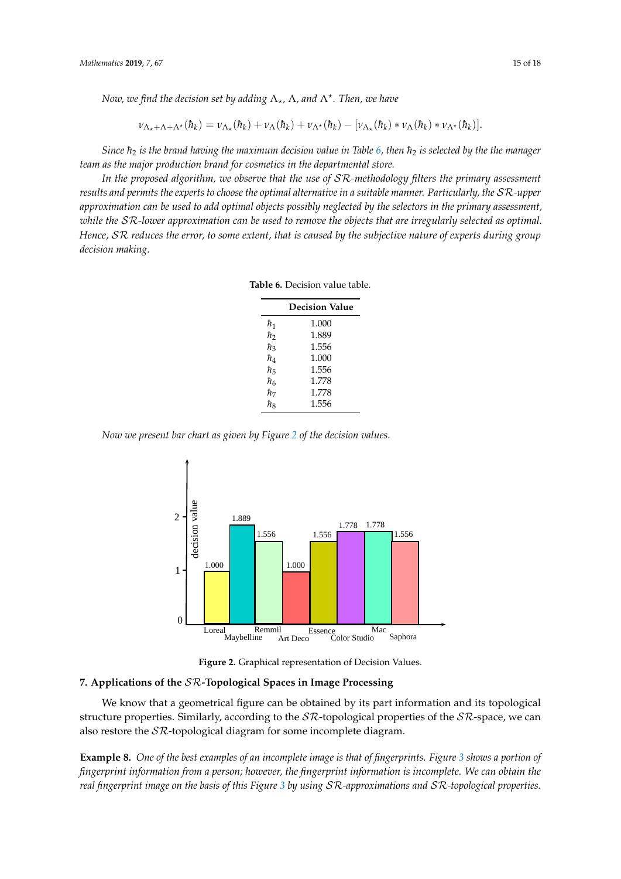*Now, we find the decision set by adding $\Lambda_\star$, $\Lambda$, and $\Lambda^\star$. Then, we have*

$$\nu_{\Lambda_\star+\Lambda+\Lambda^\star}(\hbar_k) = \nu_{\Lambda_\star}(\hbar_k) + \nu_{\Lambda}(\hbar_k) + \nu_{\Lambda^\star}(\hbar_k) - [\nu_{\Lambda_\star}(\hbar_k) * \nu_{\Lambda}(\hbar_k) * \nu_{\Lambda^\star}(\hbar_k)].$$

*Since $\hbar_2$ is the brand having the maximum decision value in Table 6, then $\hbar_2$ is selected by the the manager team as the major production brand for cosmetics in the departmental store.*

*In the proposed algorithm, we observe that the use of $\mathcal{SR}$-methodology filters the primary assessment results and permits the experts to choose the optimal alternative in a suitable manner. Particularly, the $\mathcal{SR}$-upper approximation can be used to add optimal objects possibly neglected by the selectors in the primary assessment, while the $\mathcal{SR}$-lower approximation can be used to remove the objects that are irregularly selected as optimal. Hence, $\mathcal{SR}$ reduces the error, to some extent, that is caused by the subjective nature of experts during group decision making.*

**Table 6.** Decision value table.

| | Decision Value |
|---|---|
| $\hbar_1$ | 1.000 |
| $\hbar_2$ | 1.889 |
| $\hbar_3$ | 1.556 |
| $\hbar_4$ | 1.000 |
| $\hbar_5$ | 1.556 |
| $\hbar_6$ | 1.778 |
| $\hbar_7$ | 1.778 |
| $\hbar_8$ | 1.556 |

*Now we present bar chart as given by Figure 2 of the decision values.*

**Figure 2.** Graphical representation of Decision Values.

## 7. Applications of the $\mathcal{SR}$-Topological Spaces in Image Processing

We know that a geometrical figure can be obtained by its part information and its topological structure properties. Similarly, according to the $\mathcal{SR}$-topological properties of the $\mathcal{SR}$-space, we can also restore the $\mathcal{SR}$-topological diagram for some incomplete diagram.

**Example 8.** *One of the best examples of an incomplete image is that of fingerprints. Figure 3 shows a portion of fingerprint information from a person; however, the fingerprint information is incomplete. We can obtain the real fingerprint image on the basis of this Figure 3 by using $\mathcal{SR}$-approximations and $\mathcal{SR}$-topological properties.*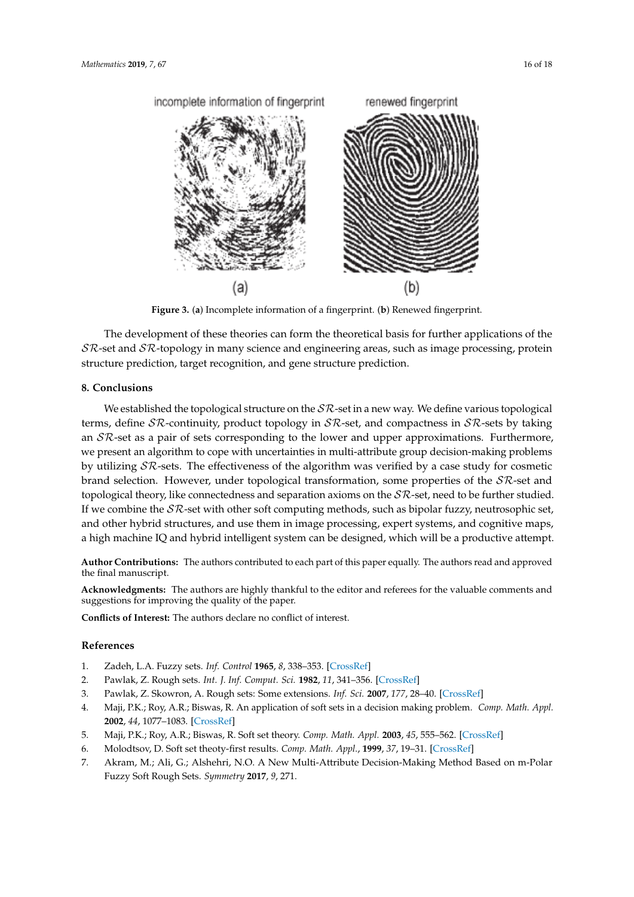Figure 3. (**a**) Incomplete information of a fingerprint. (**b**) Renewed fingerprint.

The development of these theories can form the theoretical basis for further applications of the $\mathcal{SR}$-set and $\mathcal{SR}$-topology in many science and engineering areas, such as image processing, protein structure prediction, target recognition, and gene structure prediction.

## 8. Conclusions

We established the topological structure on the $\mathcal{SR}$-set in a new way. We define various topological terms, define $\mathcal{SR}$-continuity, product topology in $\mathcal{SR}$-set, and compactness in $\mathcal{SR}$-sets by taking an $\mathcal{SR}$-set as a pair of sets corresponding to the lower and upper approximations. Furthermore, we present an algorithm to cope with uncertainties in multi-attribute group decision-making problems by utilizing $\mathcal{SR}$-sets. The effectiveness of the algorithm was verified by a case study for cosmetic brand selection. However, under topological transformation, some properties of the $\mathcal{SR}$-set and topological theory, like connectedness and separation axioms on the $\mathcal{SR}$-set, need to be further studied. If we combine the $\mathcal{SR}$-set with other soft computing methods, such as bipolar fuzzy, neutrosophic set, and other hybrid structures, and use them in image processing, expert systems, and cognitive maps, a high machine IQ and hybrid intelligent system can be designed, which will be a productive attempt.

**Author Contributions:** The authors contributed to each part of this paper equally. The authors read and approved the final manuscript.

**Acknowledgments:** The authors are highly thankful to the editor and referees for the valuable comments and suggestions for improving the quality of the paper.

**Conflicts of Interest:** The authors declare no conflict of interest.

## References

1. Zadeh, L.A. Fuzzy sets. *Inf. Control* **1965**, *8*, 338–353. [CrossRef]
2. Pawlak, Z. Rough sets. *Int. J. Inf. Comput. Sci.* **1982**, *11*, 341–356. [CrossRef]
3. Pawlak, Z. Skowron, A. Rough sets: Some extensions. *Inf. Sci.* **2007**, *177*, 28–40. [CrossRef]
4. Maji, P.K.; Roy, A.R.; Biswas, R. An application of soft sets in a decision making problem. *Comp. Math. Appl.* **2002**, *44*, 1077–1083. [CrossRef]
5. Maji, P.K.; Roy, A.R.; Biswas, R. Soft set theory. *Comp. Math. Appl.* **2003**, *45*, 555–562. [CrossRef]
6. Molodtsov, D. Soft set theoty-first results. *Comp. Math. Appl.*, **1999**, *37*, 19–31. [CrossRef]
7. Akram, M.; Ali, G.; Alshehri, N.O. A New Multi-Attribute Decision-Making Method Based on m-Polar Fuzzy Soft Rough Sets. *Symmetry* **2017**, *9*, 271.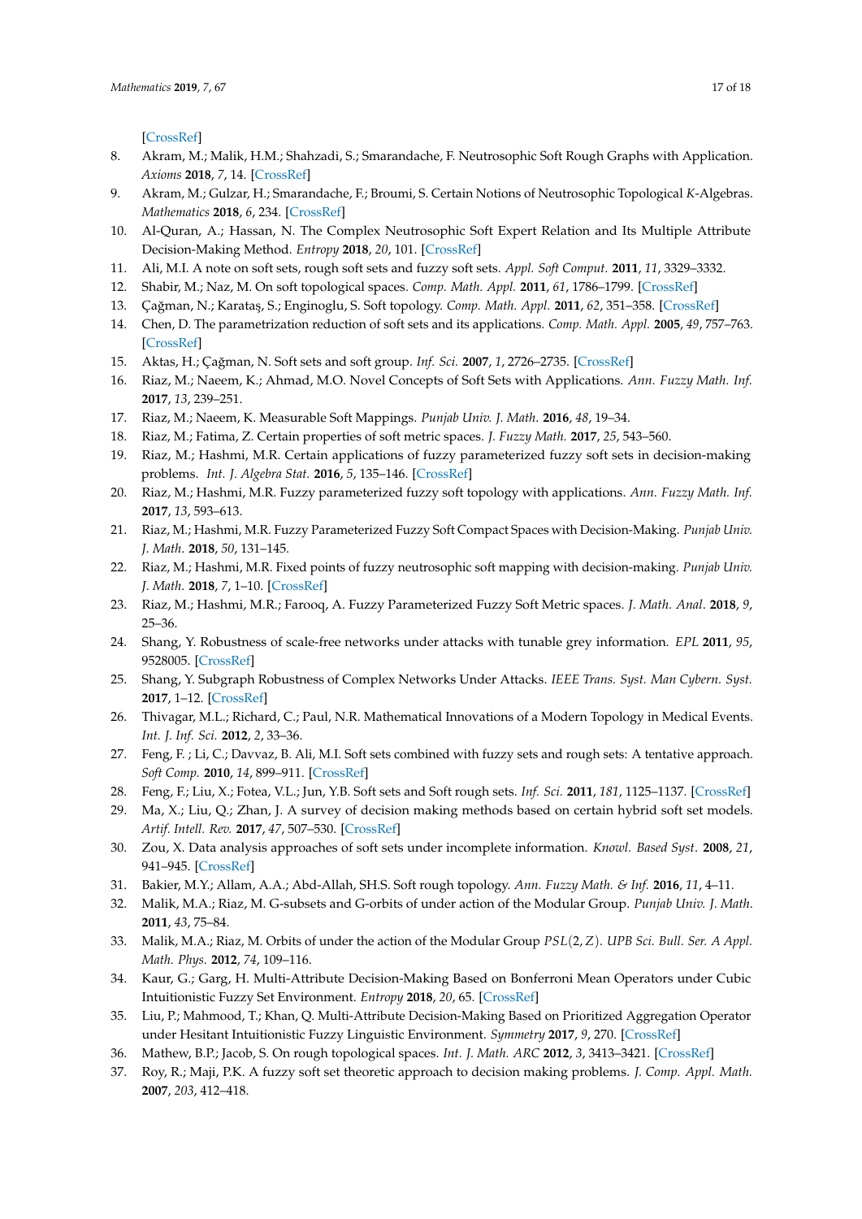[CrossRef]

8. Akram, M.; Malik, H.M.; Shahzadi, S.; Smarandache, F. Neutrosophic Soft Rough Graphs with Application. *Axioms* **2018**, *7*, 14. [CrossRef]
9. Akram, M.; Gulzar, H.; Smarandache, F.; Broumi, S. Certain Notions of Neutrosophic Topological *K*-Algebras. *Mathematics* **2018**, *6*, 234. [CrossRef]
10. Al-Quran, A.; Hassan, N. The Complex Neutrosophic Soft Expert Relation and Its Multiple Attribute Decision-Making Method. *Entropy* **2018**, *20*, 101. [CrossRef]
11. Ali, M.I. A note on soft sets, rough soft sets and fuzzy soft sets. *Appl. Soft Comput.* **2011**, *11*, 3329–3332.
12. Shabir, M.; Naz, M. On soft topological spaces. *Comp. Math. Appl.* **2011**, *61*, 1786–1799. [CrossRef]
13. Çağman, N.; Karataş, S.; Enginoglu, S. Soft topology. *Comp. Math. Appl.* **2011**, *62*, 351–358. [CrossRef]
14. Chen, D. The parametrization reduction of soft sets and its applications. *Comp. Math. Appl.* **2005**, *49*, 757–763. [CrossRef]
15. Aktas, H.; Çağman, N. Soft sets and soft group. *Inf. Sci.* **2007**, *1*, 2726–2735. [CrossRef]
16. Riaz, M.; Naeem, K.; Ahmad, M.O. Novel Concepts of Soft Sets with Applications. *Ann. Fuzzy Math. Inf.* **2017**, *13*, 239–251.
17. Riaz, M.; Naeem, K. Measurable Soft Mappings. *Punjab Univ. J. Math.* **2016**, *48*, 19–34.
18. Riaz, M.; Fatima, Z. Certain properties of soft metric spaces. *J. Fuzzy Math.* **2017**, *25*, 543–560.
19. Riaz, M.; Hashmi, M.R. Certain applications of fuzzy parameterized fuzzy soft sets in decision-making problems. *Int. J. Algebra Stat.* **2016**, *5*, 135–146. [CrossRef]
20. Riaz, M.; Hashmi, M.R. Fuzzy parameterized fuzzy soft topology with applications. *Ann. Fuzzy Math. Inf.* **2017**, *13*, 593–613.
21. Riaz, M.; Hashmi, M.R. Fuzzy Parameterized Fuzzy Soft Compact Spaces with Decision-Making. *Punjab Univ. J. Math.* **2018**, *50*, 131–145.
22. Riaz, M.; Hashmi, M.R. Fixed points of fuzzy neutrosophic soft mapping with decision-making. *Punjab Univ. J. Math.* **2018**, *7*, 1–10. [CrossRef]
23. Riaz, M.; Hashmi, M.R.; Farooq, A. Fuzzy Parameterized Fuzzy Soft Metric spaces. *J. Math. Anal.* **2018**, *9*, 25–36.
24. Shang, Y. Robustness of scale-free networks under attacks with tunable grey information. *EPL* **2011**, *95*, 9528005. [CrossRef]
25. Shang, Y. Subgraph Robustness of Complex Networks Under Attacks. *IEEE Trans. Syst. Man Cybern. Syst.* **2017**, 1–12. [CrossRef]
26. Thivagar, M.L.; Richard, C.; Paul, N.R. Mathematical Innovations of a Modern Topology in Medical Events. *Int. J. Inf. Sci.* **2012**, *2*, 33–36.
27. Feng, F. ; Li, C.; Davvaz, B. Ali, M.I. Soft sets combined with fuzzy sets and rough sets: A tentative approach. *Soft Comp.* **2010**, *14*, 899–911. [CrossRef]
28. Feng, F.; Liu, X.; Fotea, V.L.; Jun, Y.B. Soft sets and Soft rough sets. *Inf. Sci.* **2011**, *181*, 1125–1137. [CrossRef]
29. Ma, X.; Liu, Q.; Zhan, J. A survey of decision making methods based on certain hybrid soft set models. *Artif. Intell. Rev.* **2017**, *47*, 507–530. [CrossRef]
30. Zou, X. Data analysis approaches of soft sets under incomplete information. *Knowl. Based Syst.* **2008**, *21*, 941–945. [CrossRef]
31. Bakier, M.Y.; Allam, A.A.; Abd-Allah, SH.S. Soft rough topology. *Ann. Fuzzy Math. & Inf.* **2016**, *11*, 4–11.
32. Malik, M.A.; Riaz, M. G-subsets and G-orbits of under action of the Modular Group. *Punjab Univ. J. Math.* **2011**, *43*, 75–84.
33. Malik, M.A.; Riaz, M. Orbits of under the action of the Modular Group $PSL(2, Z)$. *UPB Sci. Bull. Ser. A Appl. Math. Phys.* **2012**, *74*, 109–116.
34. Kaur, G.; Garg, H. Multi-Attribute Decision-Making Based on Bonferroni Mean Operators under Cubic Intuitionistic Fuzzy Set Environment. *Entropy* **2018**, *20*, 65. [CrossRef]
35. Liu, P.; Mahmood, T.; Khan, Q. Multi-Attribute Decision-Making Based on Prioritized Aggregation Operator under Hesitant Intuitionistic Fuzzy Linguistic Environment. *Symmetry* **2017**, *9*, 270. [CrossRef]
36. Mathew, B.P.; Jacob, S. On rough topological spaces. *Int. J. Math. ARC* **2012**, *3*, 3413–3421. [CrossRef]
37. Roy, R.; Maji, P.K. A fuzzy soft set theoretic approach to decision making problems. *J. Comp. Appl. Math.* **2007**, *203*, 412–418.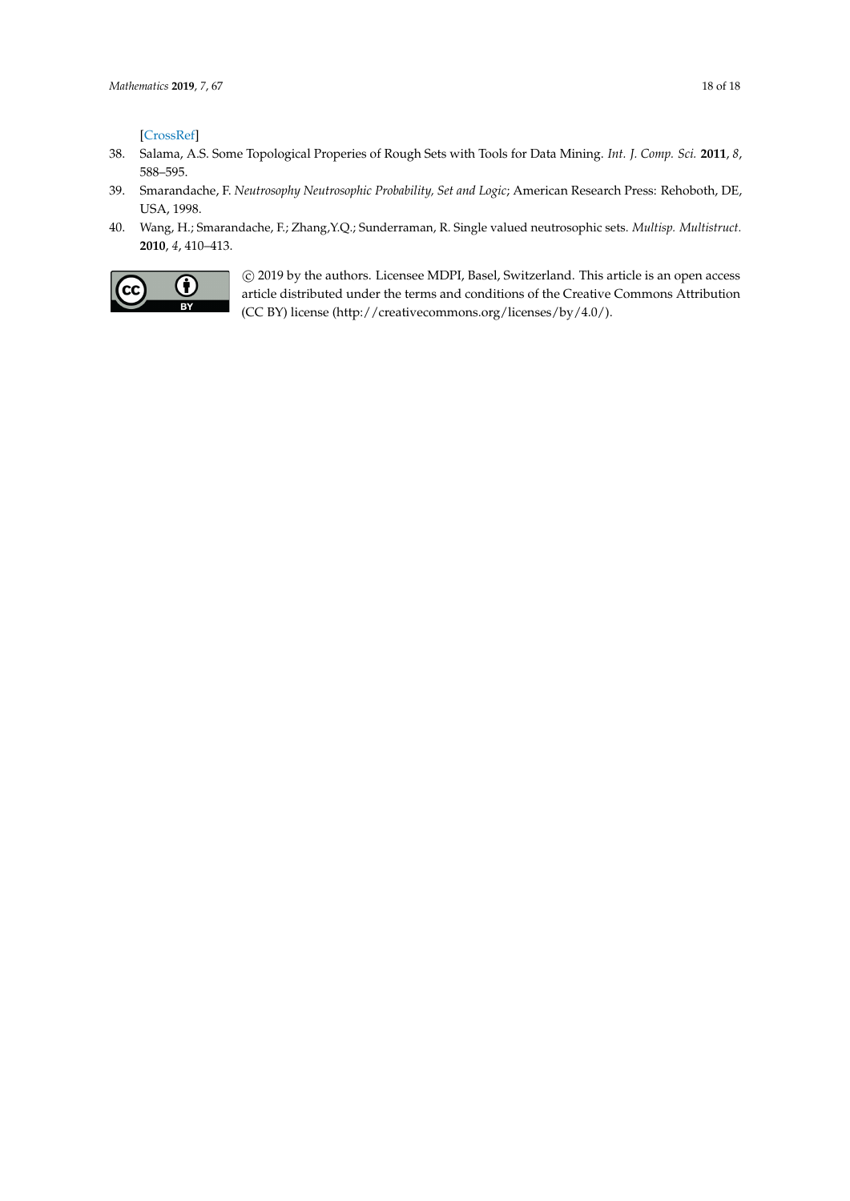[CrossRef]

38. Salama, A.S. Some Topological Properies of Rough Sets with Tools for Data Mining. *Int. J. Comp. Sci.* **2011**, *8*, 588–595.
39. Smarandache, F. *Neutrosophy Neutrosophic Probability, Set and Logic*; American Research Press: Rehoboth, DE, USA, 1998.
40. Wang, H.; Smarandache, F.; Zhang,Y.Q.; Sunderraman, R. Single valued neutrosophic sets. *Multisp. Multistruct.* **2010**, *4*, 410–413.

© 2019 by the authors. Licensee MDPI, Basel, Switzerland. This article is an open access article distributed under the terms and conditions of the Creative Commons Attribution (CC BY) license (http://creativecommons.org/licenses/by/4.0/).